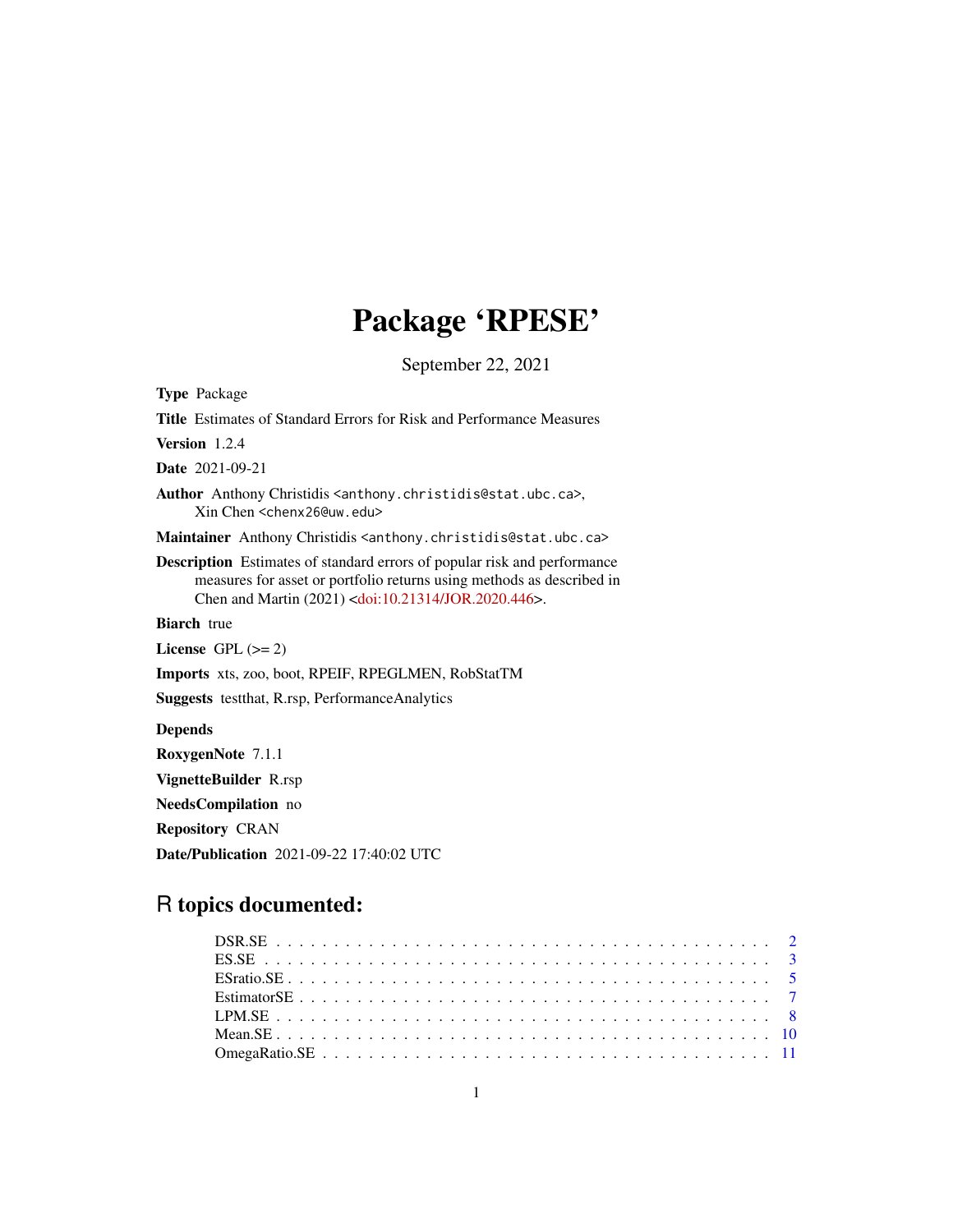# Package 'RPESE'

September 22, 2021

**Type** Package

**Title** Estimates of Standard Errors for Risk and Performance Measures

**Version** 1.2.4

**Date** 2021-09-21

**Author** Anthony Christidis <anthony.christidis@stat.ubc.ca>, Xin Chen <chenx26@uw.edu>

**Maintainer** Anthony Christidis <anthony.christidis@stat.ubc.ca>

**Description** Estimates of standard errors of popular risk and performance measures for asset or portfolio returns using methods as described in Chen and Martin (2021) <doi:10.21314/JOR.2020.446>.

**Biarch** true

**License** GPL (>= 2)

**Imports** xts, zoo, boot, RPEIF, RPEGLMEN, RobStatTM

**Suggests** testthat, R.rsp, PerformanceAnalytics

**Depends**

**RoxygenNote** 7.1.1

**VignetteBuilder** R.rsp

**NeedsCompilation** no

**Repository** CRAN

**Date/Publication** 2021-09-22 17:40:02 UTC

## R topics documented:

- DSR.SE . . . . . . . . . . . . . . . . . . . . . . . . . . . . . . . . . . . . . . . . . . . 2
- ES.SE . . . . . . . . . . . . . . . . . . . . . . . . . . . . . . . . . . . . . . . . . . . 3
- ESratio.SE . . . . . . . . . . . . . . . . . . . . . . . . . . . . . . . . . . . . . . . . . 5
- EstimatorSE . . . . . . . . . . . . . . . . . . . . . . . . . . . . . . . . . . . . . . . . 7
- LPM.SE . . . . . . . . . . . . . . . . . . . . . . . . . . . . . . . . . . . . . . . . . . 8
- Mean.SE . . . . . . . . . . . . . . . . . . . . . . . . . . . . . . . . . . . . . . . . . . 10
- OmegaRatio.SE . . . . . . . . . . . . . . . . . . . . . . . . . . . . . . . . . . . . . . 11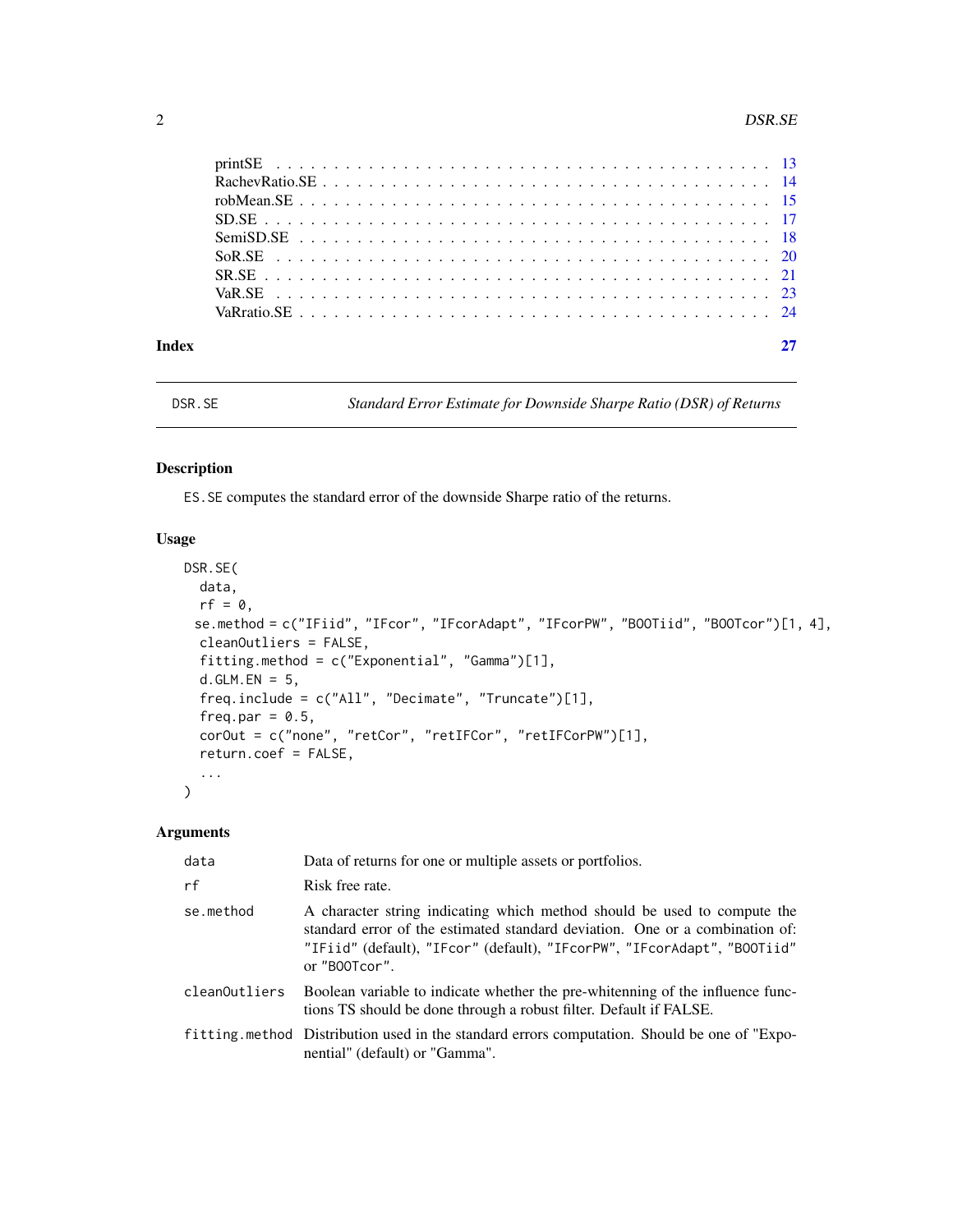| | |
|---|---|
| printSE | 13 |
| RachevRatio.SE | 14 |
| robMean.SE | 15 |
| SD.SE | 17 |
| SemiSD.SE | 18 |
| SoR.SE | 20 |
| SR.SE | 21 |
| VaR.SE | 23 |
| VaRratio.SE | 24 |

**Index** 27

---

DSR.SE *Standard Error Estimate for Downside Sharpe Ratio (DSR) of Returns*

---

## Description

`ES.SE` computes the standard error of the downside Sharpe ratio of the returns.

## Usage

```
DSR.SE(
  data,
  rf = 0,
  se.method = c("IFiid", "IFcor", "IFcorAdapt", "IFcorPW", "BOOTiid", "BOOTcor")[1, 4],
  cleanOutliers = FALSE,
  fitting.method = c("Exponential", "Gamma")[1],
  d.GLM.EN = 5,
  freq.include = c("All", "Decimate", "Truncate")[1],
  freq.par = 0.5,
  corOut = c("none", "retCor", "retIFCor", "retIFCorPW")[1],
  return.coef = FALSE,
  ...
)
```

## Arguments

| | |
|---|---|
| `data` | Data of returns for one or multiple assets or portfolios. |
| `rf` | Risk free rate. |
| `se.method` | A character string indicating which method should be used to compute the standard error of the estimated standard deviation. One or a combination of: `"IFiid"` (default), `"IFcor"` (default), `"IFcorPW"`, `"IFcorAdapt"`, `"BOOTiid"` or `"BOOTcor"`. |
| `cleanOutliers` | Boolean variable to indicate whether the pre-whitenning of the influence functions TS should be done through a robust filter. Default if FALSE. |
| `fitting.method` | Distribution used in the standard errors computation. Should be one of "Exponential" (default) or "Gamma". |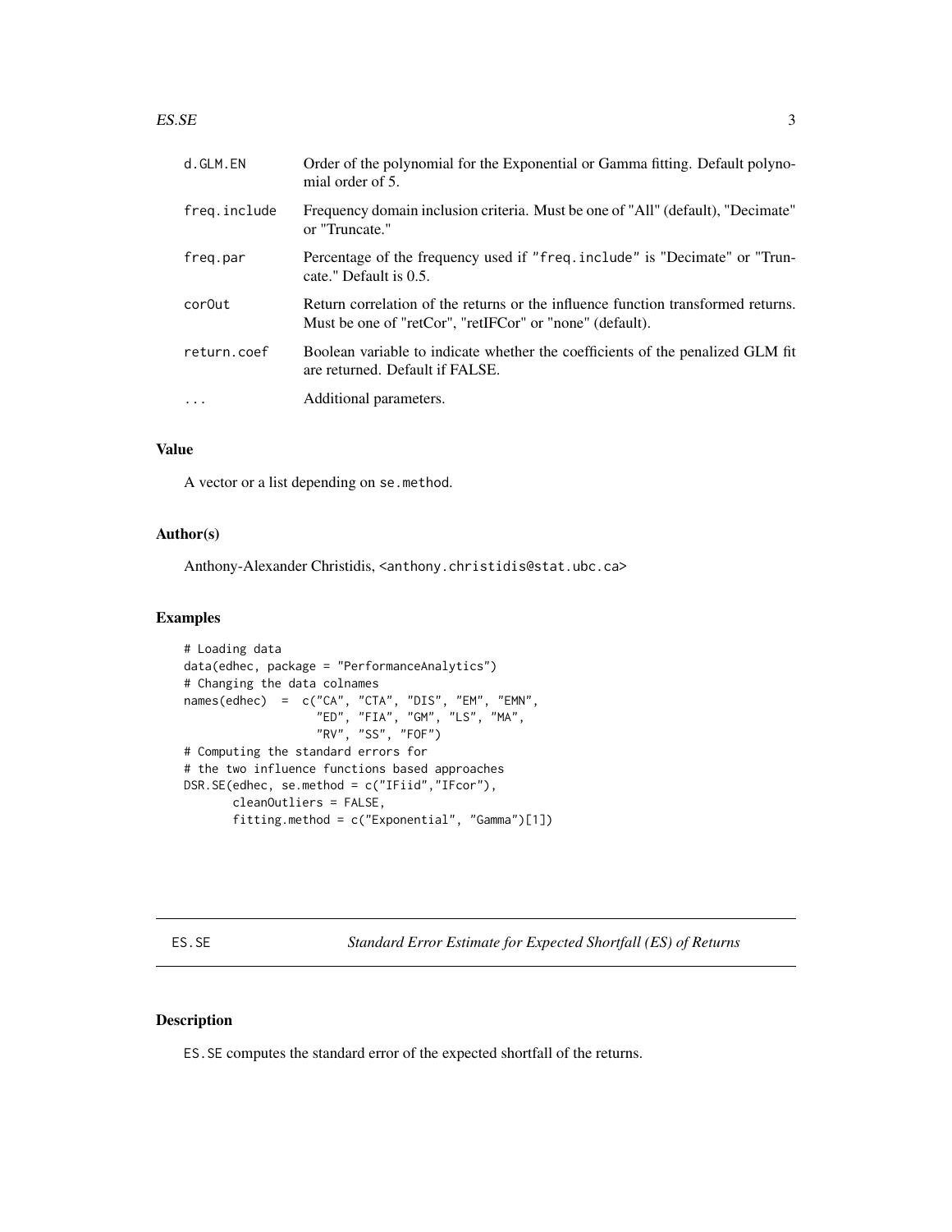| | |
|---|---|
| d.GLM.EN | Order of the polynomial for the Exponential or Gamma fitting. Default polynomial order of 5. |
| freq.include | Frequency domain inclusion criteria. Must be one of "All" (default), "Decimate" or "Truncate." |
| freq.par | Percentage of the frequency used if "freq.include" is "Decimate" or "Truncate." Default is 0.5. |
| corOut | Return correlation of the returns or the influence function transformed returns. Must be one of "retCor", "retIFCor" or "none" (default). |
| return.coef | Boolean variable to indicate whether the coefficients of the penalized GLM fit are returned. Default if FALSE. |
| ... | Additional parameters. |

### Value

A vector or a list depending on se.method.

### Author(s)

Anthony-Alexander Christidis, <anthony.christidis@stat.ubc.ca>

### Examples

```
# Loading data
data(edhec, package = "PerformanceAnalytics")
# Changing the data colnames
names(edhec)  =  c("CA", "CTA", "DIS", "EM", "EMN",
                   "ED", "FIA", "GM", "LS", "MA",
                   "RV", "SS", "FOF")
# Computing the standard errors for
# the two influence functions based approaches
DSR.SE(edhec, se.method = c("IFiid","IFcor"),
       cleanOutliers = FALSE,
       fitting.method = c("Exponential", "Gamma")[1])
```

---

## ES.SE — *Standard Error Estimate for Expected Shortfall (ES) of Returns*

### Description

ES.SE computes the standard error of the expected shortfall of the returns.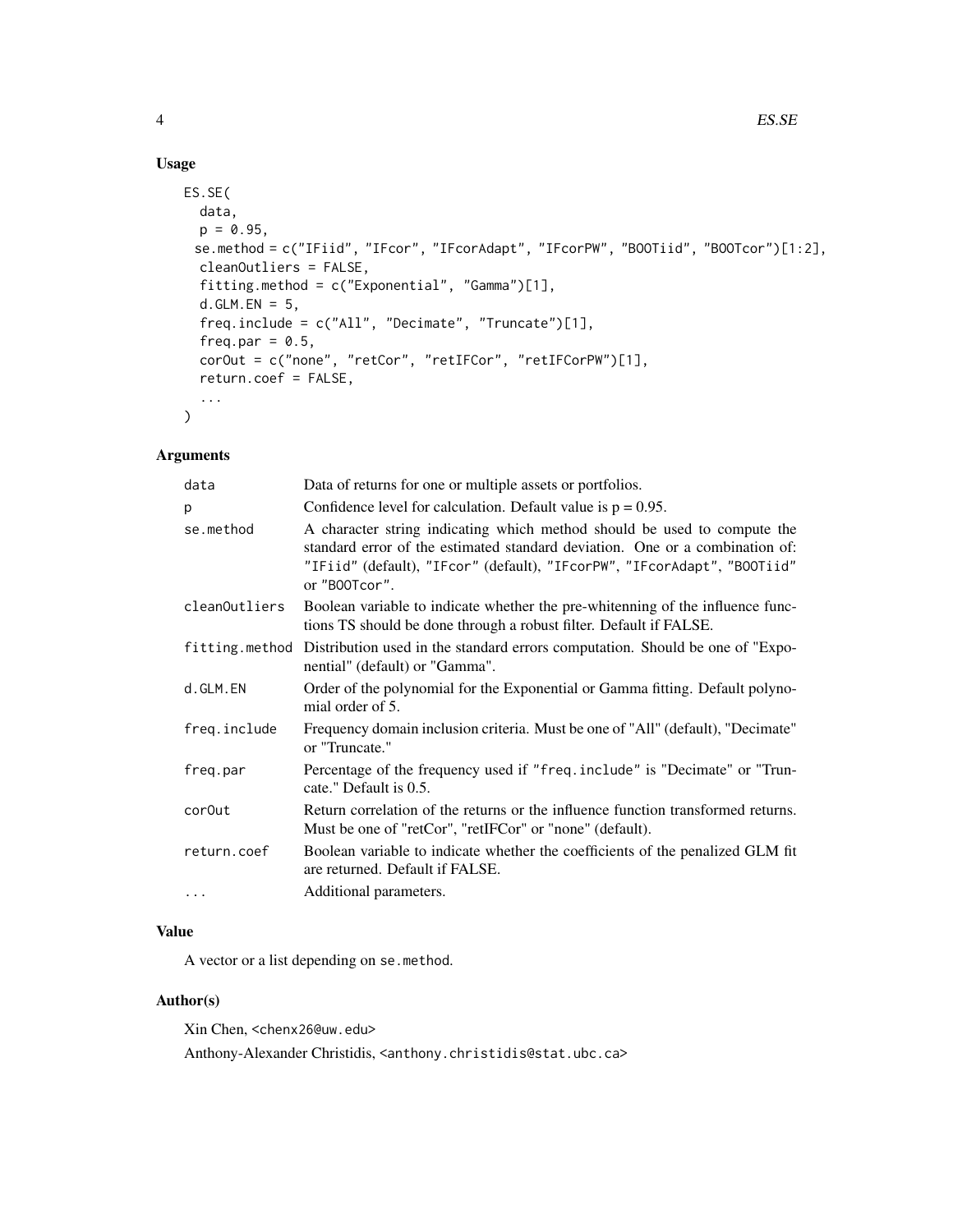## Usage

```
ES.SE(
  data,
  p = 0.95,
  se.method = c("IFiid", "IFcor", "IFcorAdapt", "IFcorPW", "BOOTiid", "BOOTcor")[1:2],
  cleanOutliers = FALSE,
  fitting.method = c("Exponential", "Gamma")[1],
  d.GLM.EN = 5,
  freq.include = c("All", "Decimate", "Truncate")[1],
  freq.par = 0.5,
  corOut = c("none", "retCor", "retIFCor", "retIFCorPW")[1],
  return.coef = FALSE,
  ...
)
```

## Arguments

| Argument | Description |
|---|---|
| data | Data of returns for one or multiple assets or portfolios. |
| p | Confidence level for calculation. Default value is p = 0.95. |
| se.method | A character string indicating which method should be used to compute the standard error of the estimated standard deviation. One or a combination of: "IFiid" (default), "IFcor" (default), "IFcorPW", "IFcorAdapt", "BOOTiid" or "BOOTcor". |
| cleanOutliers | Boolean variable to indicate whether the pre-whitenning of the influence functions TS should be done through a robust filter. Default if FALSE. |
| fitting.method | Distribution used in the standard errors computation. Should be one of "Exponential" (default) or "Gamma". |
| d.GLM.EN | Order of the polynomial for the Exponential or Gamma fitting. Default polynomial order of 5. |
| freq.include | Frequency domain inclusion criteria. Must be one of "All" (default), "Decimate" or "Truncate." |
| freq.par | Percentage of the frequency used if "freq.include" is "Decimate" or "Truncate." Default is 0.5. |
| corOut | Return correlation of the returns or the influence function transformed returns. Must be one of "retCor", "retIFCor" or "none" (default). |
| return.coef | Boolean variable to indicate whether the coefficients of the penalized GLM fit are returned. Default if FALSE. |
| ... | Additional parameters. |

## Value

A vector or a list depending on se.method.

## Author(s)

Xin Chen, <chenx26@uw.edu>

Anthony-Alexander Christidis, <anthony.christidis@stat.ubc.ca>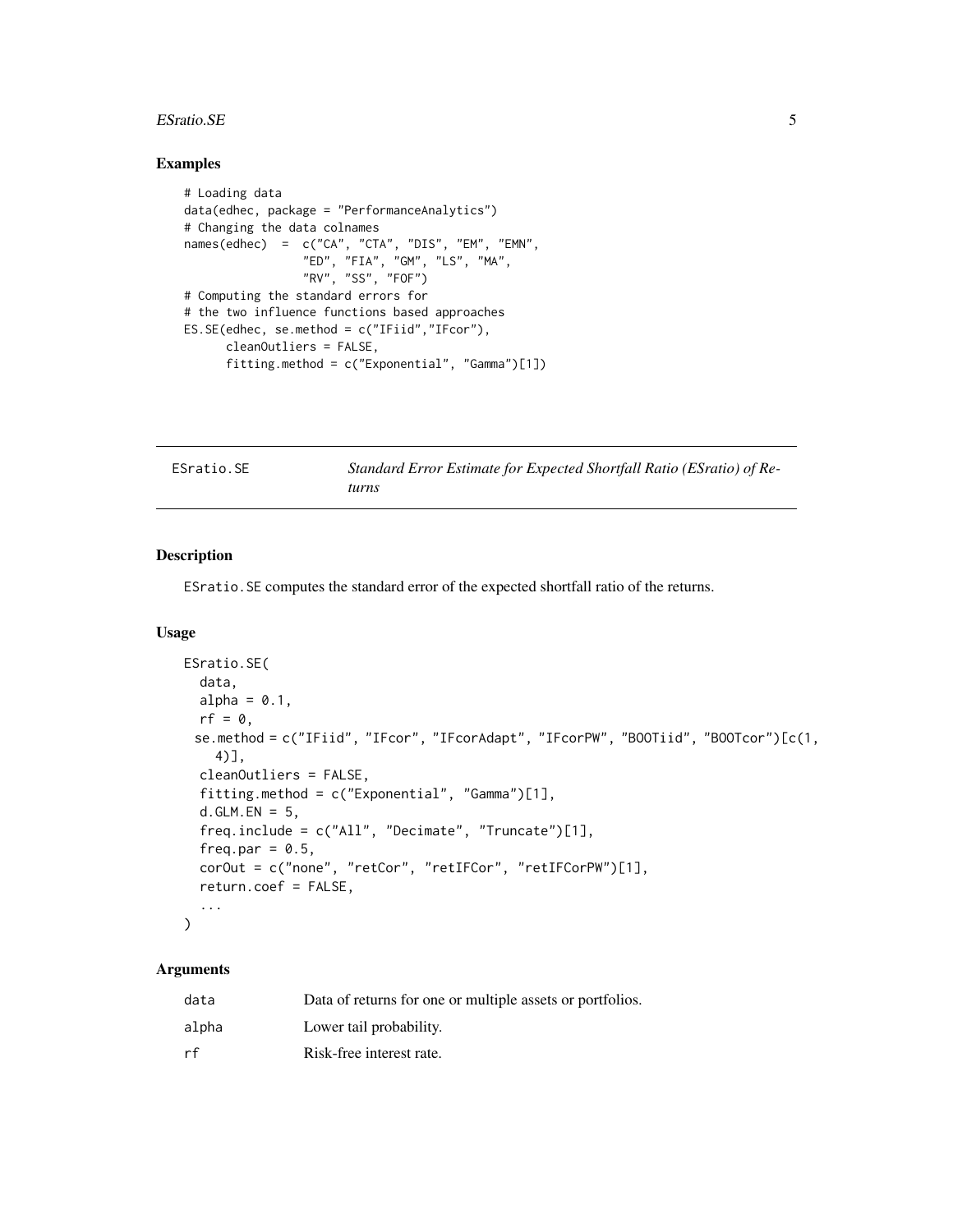## Examples

```
# Loading data
data(edhec, package = "PerformanceAnalytics")
# Changing the data colnames
names(edhec)  =  c("CA", "CTA", "DIS", "EM", "EMN",
                 "ED", "FIA", "GM", "LS", "MA",
                 "RV", "SS", "FOF")
# Computing the standard errors for
# the two influence functions based approaches
ES.SE(edhec, se.method = c("IFiid","IFcor"),
      cleanOutliers = FALSE,
      fitting.method = c("Exponential", "Gamma")[1])
```

---

# ESratio.SE &emsp; *Standard Error Estimate for Expected Shortfall Ratio (ESratio) of Returns*

---

## Description

`ESratio.SE` computes the standard error of the expected shortfall ratio of the returns.

## Usage

```
ESratio.SE(
  data,
  alpha = 0.1,
  rf = 0,
 se.method = c("IFiid", "IFcor", "IFcorAdapt", "IFcorPW", "BOOTiid", "BOOTcor")[c(1,
    4)],
  cleanOutliers = FALSE,
  fitting.method = c("Exponential", "Gamma")[1],
  d.GLM.EN = 5,
  freq.include = c("All", "Decimate", "Truncate")[1],
  freq.par = 0.5,
  corOut = c("none", "retCor", "retIFCor", "retIFCorPW")[1],
  return.coef = FALSE,
  ...
)
```

## Arguments

| | |
|---|---|
| `data` | Data of returns for one or multiple assets or portfolios. |
| `alpha` | Lower tail probability. |
| `rf` | Risk-free interest rate. |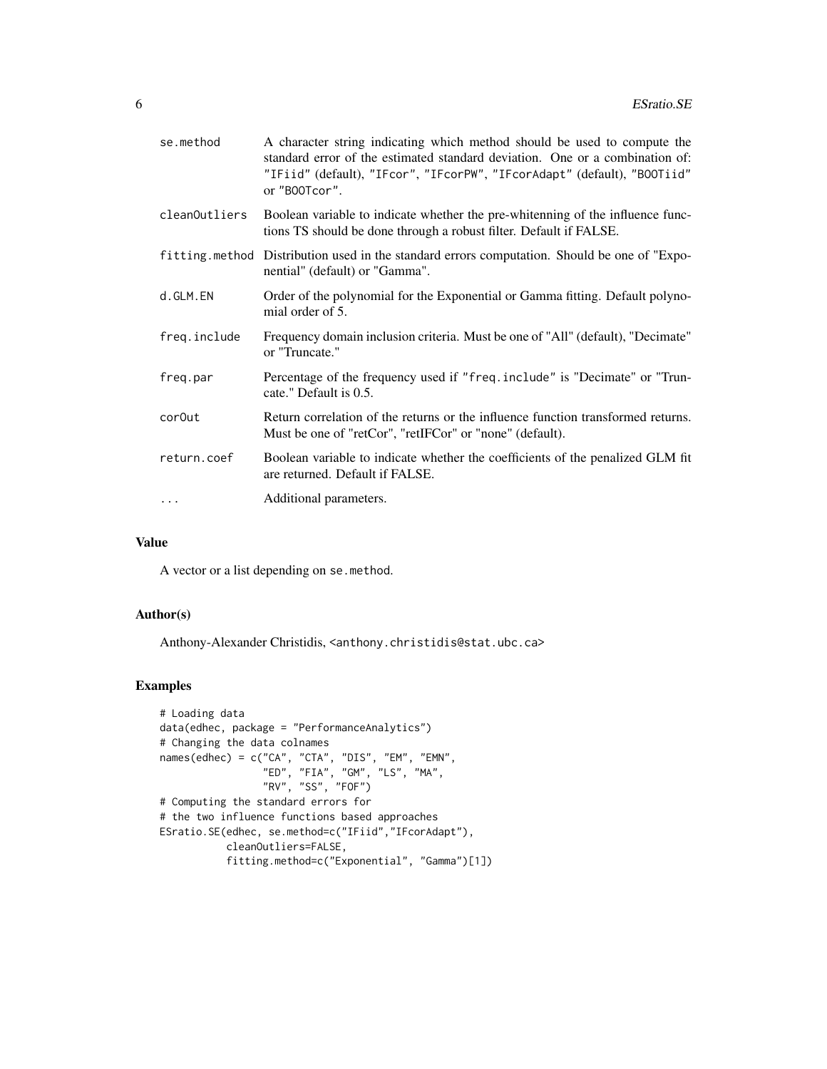| | |
|---|---|
| se.method | A character string indicating which method should be used to compute the standard error of the estimated standard deviation. One or a combination of: "IFiid" (default), "IFcor", "IFcorPW", "IFcorAdapt" (default), "BOOTiid" or "BOOTcor". |
| cleanOutliers | Boolean variable to indicate whether the pre-whitenning of the influence functions TS should be done through a robust filter. Default if FALSE. |
| fitting.method | Distribution used in the standard errors computation. Should be one of "Exponential" (default) or "Gamma". |
| d.GLM.EN | Order of the polynomial for the Exponential or Gamma fitting. Default polynomial order of 5. |
| freq.include | Frequency domain inclusion criteria. Must be one of "All" (default), "Decimate" or "Truncate." |
| freq.par | Percentage of the frequency used if "freq.include" is "Decimate" or "Truncate." Default is 0.5. |
| corOut | Return correlation of the returns or the influence function transformed returns. Must be one of "retCor", "retIFCor" or "none" (default). |
| return.coef | Boolean variable to indicate whether the coefficients of the penalized GLM fit are returned. Default if FALSE. |
| ... | Additional parameters. |

## Value

A vector or a list depending on se.method.

## Author(s)

Anthony-Alexander Christidis, <anthony.christidis@stat.ubc.ca>

## Examples

```
# Loading data
data(edhec, package = "PerformanceAnalytics")
# Changing the data colnames
names(edhec) = c("CA", "CTA", "DIS", "EM", "EMN",
                 "ED", "FIA", "GM", "LS", "MA",
                 "RV", "SS", "FOF")
# Computing the standard errors for
# the two influence functions based approaches
ESratio.SE(edhec, se.method=c("IFiid","IFcorAdapt"),
           cleanOutliers=FALSE,
           fitting.method=c("Exponential", "Gamma")[1])
```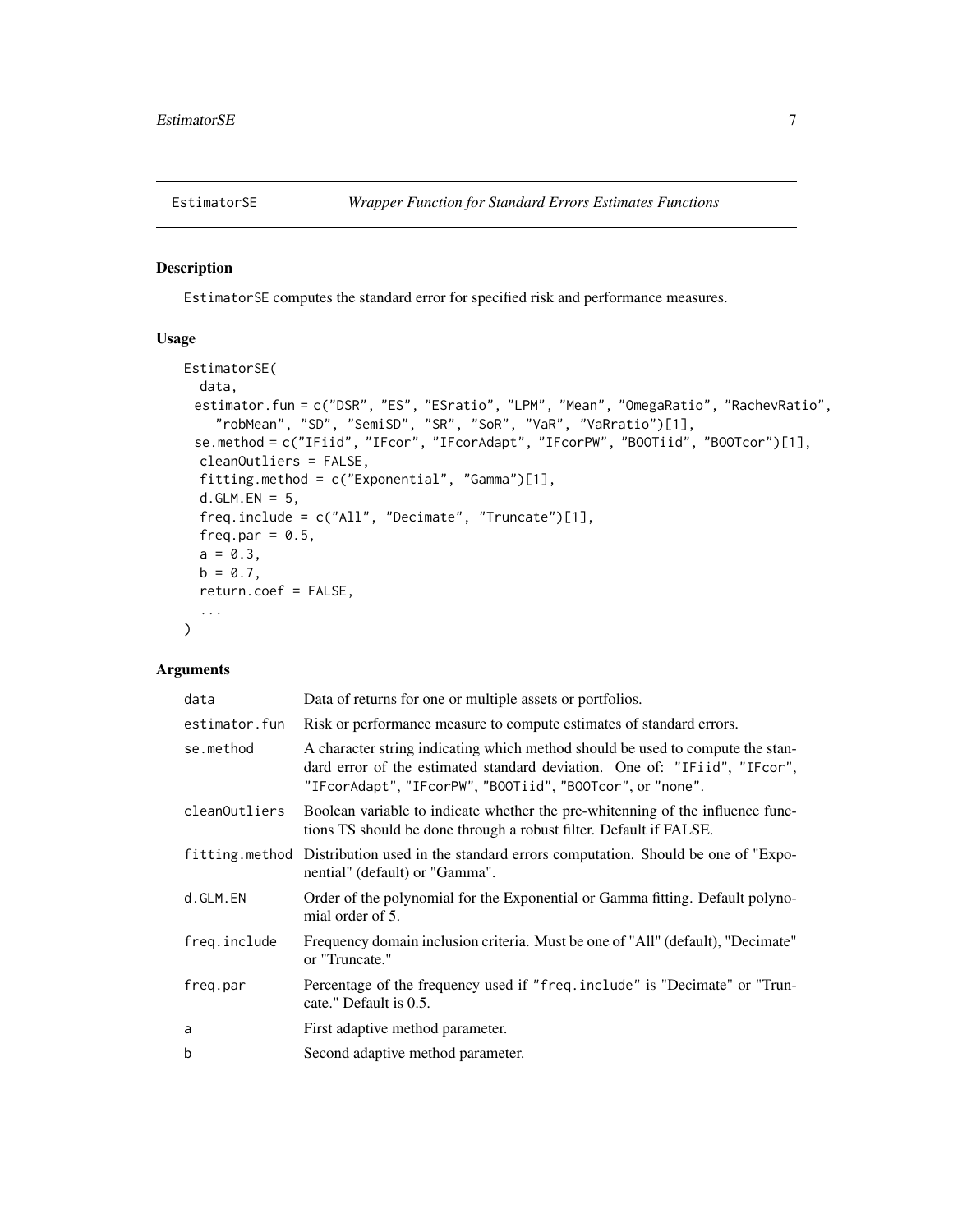## EstimatorSE — *Wrapper Function for Standard Errors Estimates Functions*

### Description

EstimatorSE computes the standard error for specified risk and performance measures.

### Usage

```
EstimatorSE(
  data,
  estimator.fun = c("DSR", "ES", "ESratio", "LPM", "Mean", "OmegaRatio", "RachevRatio",
    "robMean", "SD", "SemiSD", "SR", "SoR", "VaR", "VaRratio")[1],
  se.method = c("IFiid", "IFcor", "IFcorAdapt", "IFcorPW", "BOOTiid", "BOOTcor")[1],
  cleanOutliers = FALSE,
  fitting.method = c("Exponential", "Gamma")[1],
  d.GLM.EN = 5,
  freq.include = c("All", "Decimate", "Truncate")[1],
  freq.par = 0.5,
  a = 0.3,
  b = 0.7,
  return.coef = FALSE,
  ...
)
```

### Arguments

| | |
|---|---|
| data | Data of returns for one or multiple assets or portfolios. |
| estimator.fun | Risk or performance measure to compute estimates of standard errors. |
| se.method | A character string indicating which method should be used to compute the standard error of the estimated standard deviation. One of: "IFiid", "IFcor", "IFcorAdapt", "IFcorPW", "BOOTiid", "BOOTcor", or "none". |
| cleanOutliers | Boolean variable to indicate whether the pre-whitenning of the influence functions TS should be done through a robust filter. Default if FALSE. |
| fitting.method | Distribution used in the standard errors computation. Should be one of "Exponential" (default) or "Gamma". |
| d.GLM.EN | Order of the polynomial for the Exponential or Gamma fitting. Default polynomial order of 5. |
| freq.include | Frequency domain inclusion criteria. Must be one of "All" (default), "Decimate" or "Truncate." |
| freq.par | Percentage of the frequency used if "freq.include" is "Decimate" or "Truncate." Default is 0.5. |
| a | First adaptive method parameter. |
| b | Second adaptive method parameter. |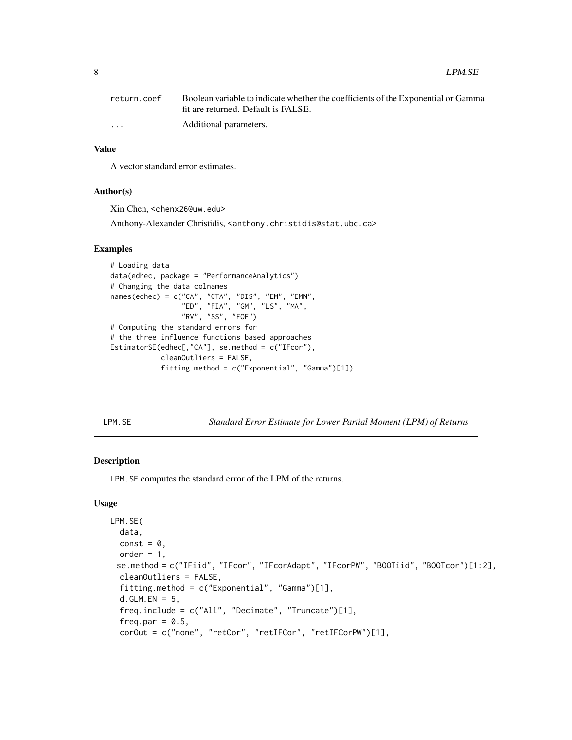| | |
|---|---|
| return.coef | Boolean variable to indicate whether the coefficients of the Exponential or Gamma fit are returned. Default is FALSE. |
| ... | Additional parameters. |

### Value

A vector standard error estimates.

### Author(s)

Xin Chen, <chenx26@uw.edu>

Anthony-Alexander Christidis, <anthony.christidis@stat.ubc.ca>

### Examples

```
# Loading data
data(edhec, package = "PerformanceAnalytics")
# Changing the data colnames
names(edhec) = c("CA", "CTA", "DIS", "EM", "EMN",
                 "ED", "FIA", "GM", "LS", "MA",
                 "RV", "SS", "FOF")
# Computing the standard errors for
# the three influence functions based approaches
EstimatorSE(edhec[,"CA"], se.method = c("IFcor"),
            cleanOutliers = FALSE,
            fitting.method = c("Exponential", "Gamma")[1])
```

## LPM.SE — *Standard Error Estimate for Lower Partial Moment (LPM) of Returns*

### Description

LPM.SE computes the standard error of the LPM of the returns.

### Usage

```
LPM.SE(
  data,
  const = 0,
  order = 1,
  se.method = c("IFiid", "IFcor", "IFcorAdapt", "IFcorPW", "BOOTiid", "BOOTcor")[1:2],
  cleanOutliers = FALSE,
  fitting.method = c("Exponential", "Gamma")[1],
  d.GLM.EN = 5,
  freq.include = c("All", "Decimate", "Truncate")[1],
  freq.par = 0.5,
  corOut = c("none", "retCor", "retIFCor", "retIFCorPW")[1],
```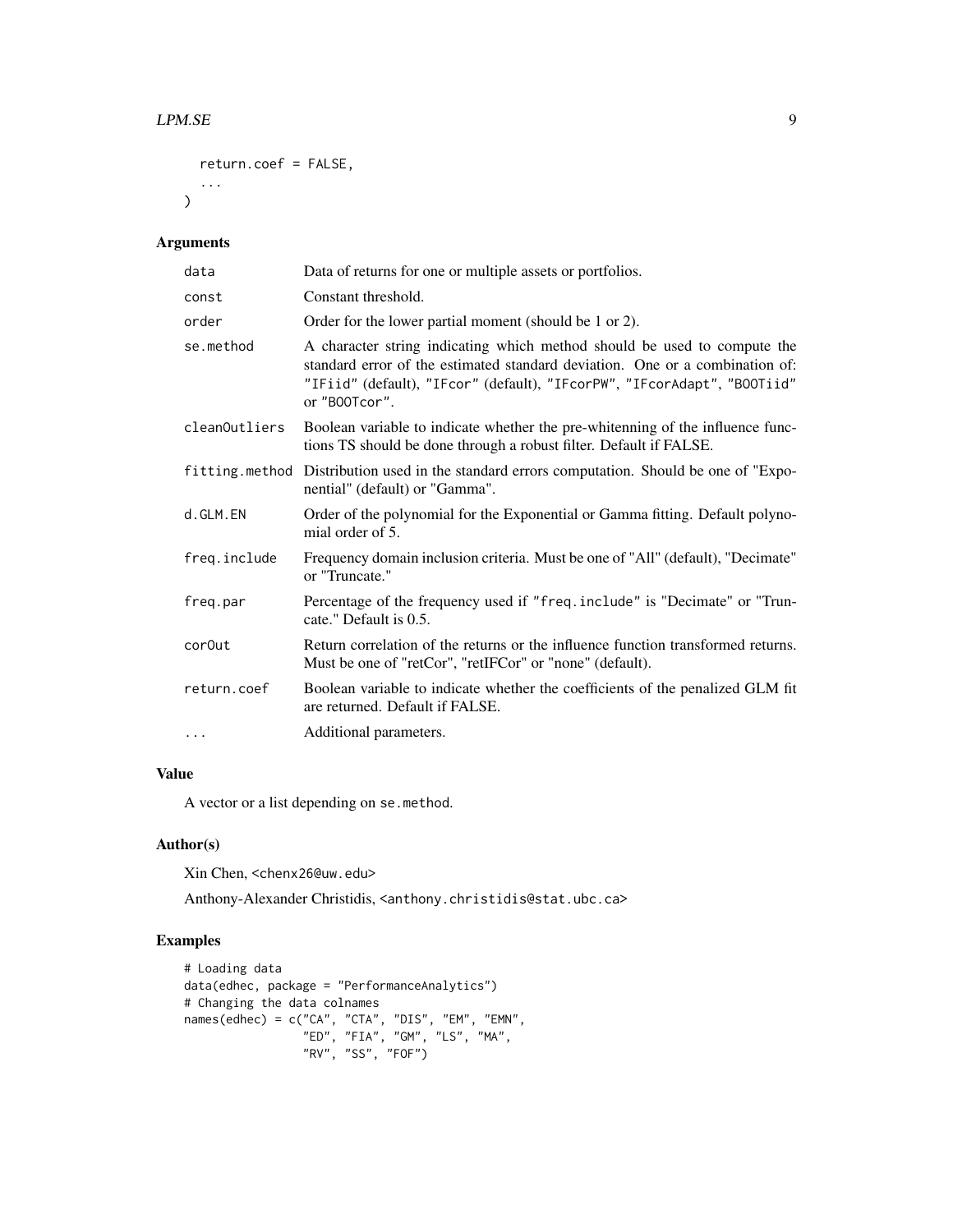```
  return.coef = FALSE,
  ...
)
```

## Arguments

| | |
|---|---|
| data | Data of returns for one or multiple assets or portfolios. |
| const | Constant threshold. |
| order | Order for the lower partial moment (should be 1 or 2). |
| se.method | A character string indicating which method should be used to compute the standard error of the estimated standard deviation. One or a combination of: "IFiid" (default), "IFcor" (default), "IFcorPW", "IFcorAdapt", "BOOTiid" or "BOOTcor". |
| cleanOutliers | Boolean variable to indicate whether the pre-whitenning of the influence functions TS should be done through a robust filter. Default if FALSE. |
| fitting.method | Distribution used in the standard errors computation. Should be one of "Exponential" (default) or "Gamma". |
| d.GLM.EN | Order of the polynomial for the Exponential or Gamma fitting. Default polynomial order of 5. |
| freq.include | Frequency domain inclusion criteria. Must be one of "All" (default), "Decimate" or "Truncate." |
| freq.par | Percentage of the frequency used if "freq.include" is "Decimate" or "Truncate." Default is 0.5. |
| corOut | Return correlation of the returns or the influence function transformed returns. Must be one of "retCor", "retIFCor" or "none" (default). |
| return.coef | Boolean variable to indicate whether the coefficients of the penalized GLM fit are returned. Default if FALSE. |
| ... | Additional parameters. |

## Value

A vector or a list depending on se.method.

## Author(s)

Xin Chen, <chenx26@uw.edu>

Anthony-Alexander Christidis, <anthony.christidis@stat.ubc.ca>

## Examples

```
# Loading data
data(edhec, package = "PerformanceAnalytics")
# Changing the data colnames
names(edhec) = c("CA", "CTA", "DIS", "EM", "EMN",
                 "ED", "FIA", "GM", "LS", "MA",
                 "RV", "SS", "FOF")
```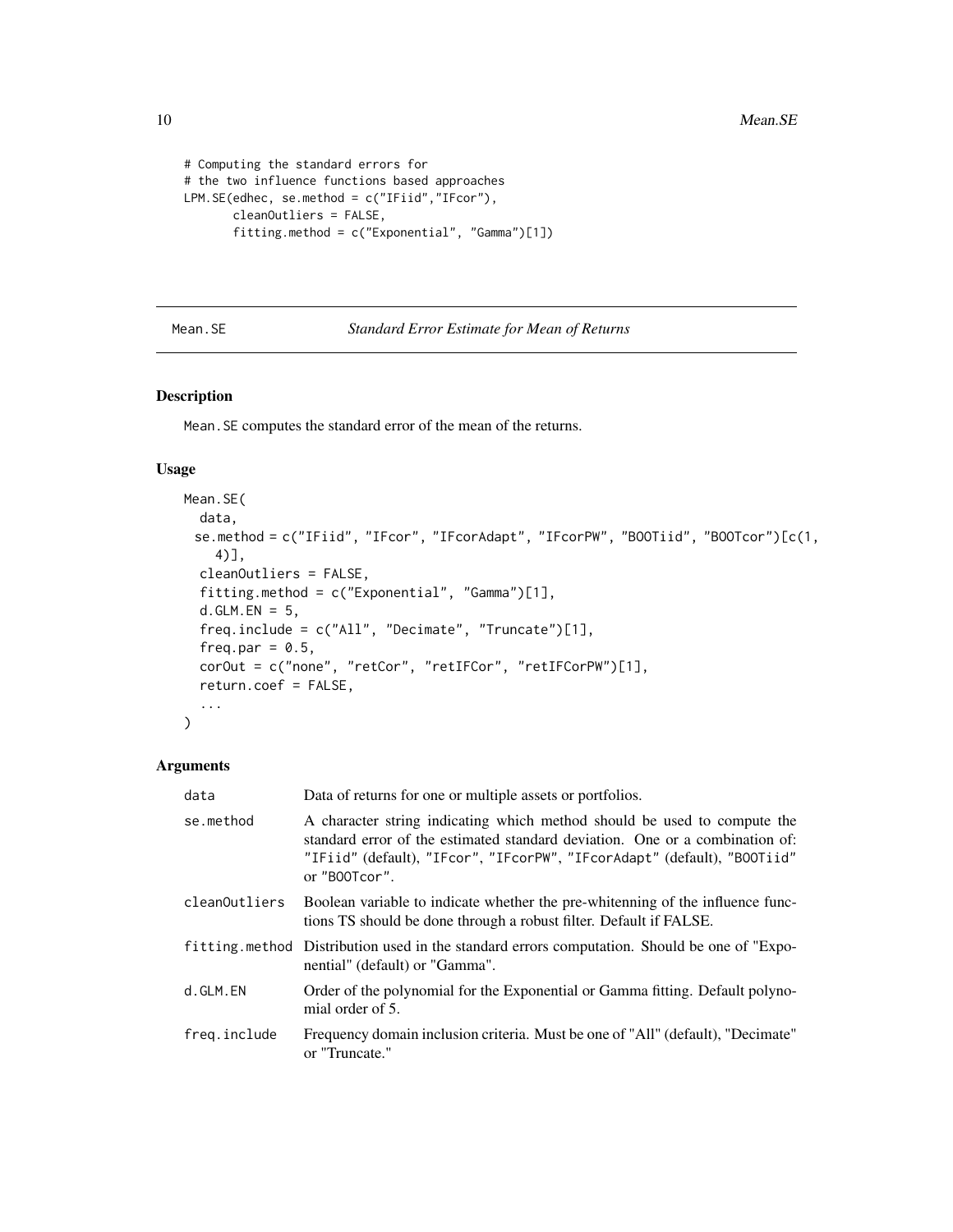```
# Computing the standard errors for
# the two influence functions based approaches
LPM.SE(edhec, se.method = c("IFiid","IFcor"),
       cleanOutliers = FALSE,
       fitting.method = c("Exponential", "Gamma")[1])
```

## Mean.SE *Standard Error Estimate for Mean of Returns*

### Description

Mean.SE computes the standard error of the mean of the returns.

### Usage

```
Mean.SE(
  data,
  se.method = c("IFiid", "IFcor", "IFcorAdapt", "IFcorPW", "BOOTiid", "BOOTcor")[c(1,
    4)],
  cleanOutliers = FALSE,
  fitting.method = c("Exponential", "Gamma")[1],
  d.GLM.EN = 5,
  freq.include = c("All", "Decimate", "Truncate")[1],
  freq.par = 0.5,
  corOut = c("none", "retCor", "retIFCor", "retIFCorPW")[1],
  return.coef = FALSE,
  ...
)
```

### Arguments

| | |
|---|---|
| data | Data of returns for one or multiple assets or portfolios. |
| se.method | A character string indicating which method should be used to compute the standard error of the estimated standard deviation. One or a combination of: "IFiid" (default), "IFcor", "IFcorPW", "IFcorAdapt" (default), "BOOTiid" or "BOOTcor". |
| cleanOutliers | Boolean variable to indicate whether the pre-whitenning of the influence functions TS should be done through a robust filter. Default if FALSE. |
| fitting.method | Distribution used in the standard errors computation. Should be one of "Exponential" (default) or "Gamma". |
| d.GLM.EN | Order of the polynomial for the Exponential or Gamma fitting. Default polynomial order of 5. |
| freq.include | Frequency domain inclusion criteria. Must be one of "All" (default), "Decimate" or "Truncate." |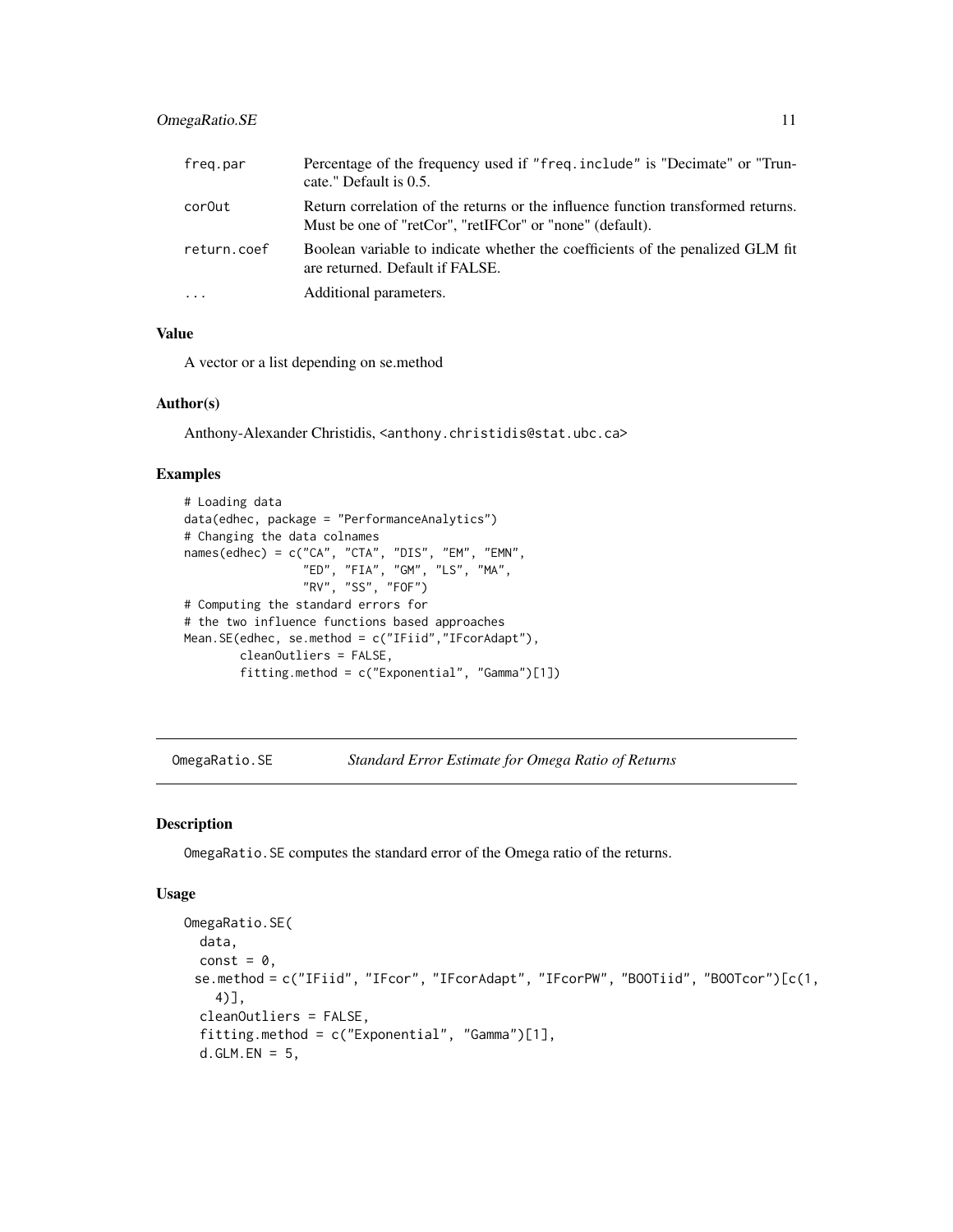| | |
|---|---|
| freq.par | Percentage of the frequency used if "freq.include" is "Decimate" or "Truncate." Default is 0.5. |
| corOut | Return correlation of the returns or the influence function transformed returns. Must be one of "retCor", "retIFCor" or "none" (default). |
| return.coef | Boolean variable to indicate whether the coefficients of the penalized GLM fit are returned. Default if FALSE. |
| ... | Additional parameters. |

### Value

A vector or a list depending on se.method

### Author(s)

Anthony-Alexander Christidis, <anthony.christidis@stat.ubc.ca>

### Examples

```
# Loading data
data(edhec, package = "PerformanceAnalytics")
# Changing the data colnames
names(edhec) = c("CA", "CTA", "DIS", "EM", "EMN",
                 "ED", "FIA", "GM", "LS", "MA",
                 "RV", "SS", "FOF")
# Computing the standard errors for
# the two influence functions based approaches
Mean.SE(edhec, se.method = c("IFiid","IFcorAdapt"),
        cleanOutliers = FALSE,
        fitting.method = c("Exponential", "Gamma")[1])
```

---

## OmegaRatio.SE — *Standard Error Estimate for Omega Ratio of Returns*

### Description

OmegaRatio.SE computes the standard error of the Omega ratio of the returns.

### Usage

```
OmegaRatio.SE(
  data,
  const = 0,
  se.method = c("IFiid", "IFcor", "IFcorAdapt", "IFcorPW", "BOOTiid", "BOOTcor")[c(1,
    4)],
  cleanOutliers = FALSE,
  fitting.method = c("Exponential", "Gamma")[1],
  d.GLM.EN = 5,
```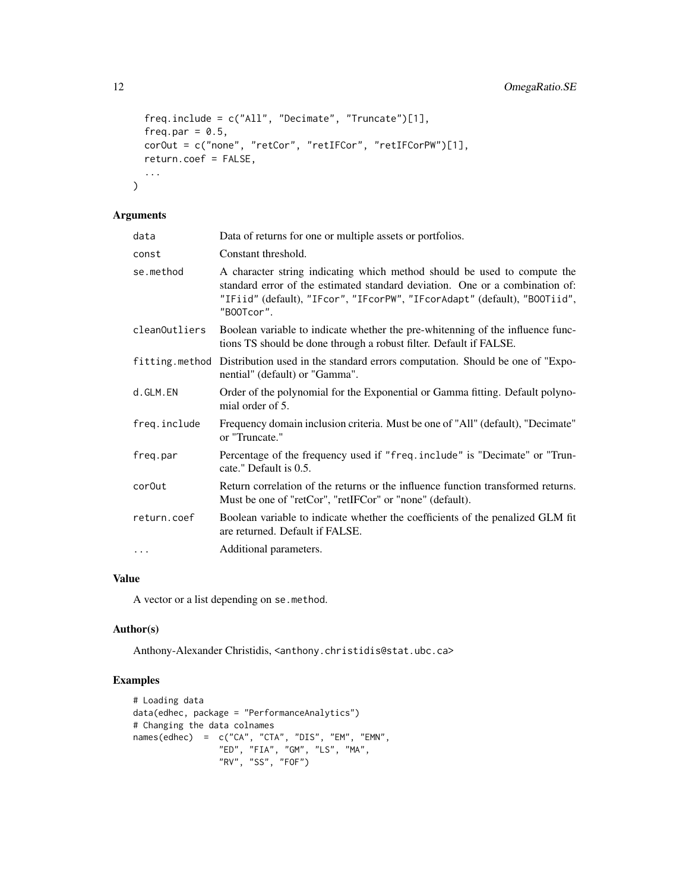```
  freq.include = c("All", "Decimate", "Truncate")[1],
  freq.par = 0.5,
  corOut = c("none", "retCor", "retIFCor", "retIFCorPW")[1],
  return.coef = FALSE,
  ...
)
```

## Arguments

| | |
|---|---|
| data | Data of returns for one or multiple assets or portfolios. |
| const | Constant threshold. |
| se.method | A character string indicating which method should be used to compute the standard error of the estimated standard deviation. One or a combination of: "IFiid" (default), "IFcor", "IFcorPW", "IFcorAdapt" (default), "BOOTiid", "BOOTcor". |
| cleanOutliers | Boolean variable to indicate whether the pre-whitenning of the influence functions TS should be done through a robust filter. Default if FALSE. |
| fitting.method | Distribution used in the standard errors computation. Should be one of "Exponential" (default) or "Gamma". |
| d.GLM.EN | Order of the polynomial for the Exponential or Gamma fitting. Default polynomial order of 5. |
| freq.include | Frequency domain inclusion criteria. Must be one of "All" (default), "Decimate" or "Truncate." |
| freq.par | Percentage of the frequency used if "freq.include" is "Decimate" or "Truncate." Default is 0.5. |
| corOut | Return correlation of the returns or the influence function transformed returns. Must be one of "retCor", "retIFCor" or "none" (default). |
| return.coef | Boolean variable to indicate whether the coefficients of the penalized GLM fit are returned. Default if FALSE. |
| ... | Additional parameters. |

## Value

A vector or a list depending on se.method.

## Author(s)

Anthony-Alexander Christidis, <anthony.christidis@stat.ubc.ca>

## Examples

```
# Loading data
data(edhec, package = "PerformanceAnalytics")
# Changing the data colnames
names(edhec)  =  c("CA", "CTA", "DIS", "EM", "EMN",
                 "ED", "FIA", "GM", "LS", "MA",
                 "RV", "SS", "FOF")
```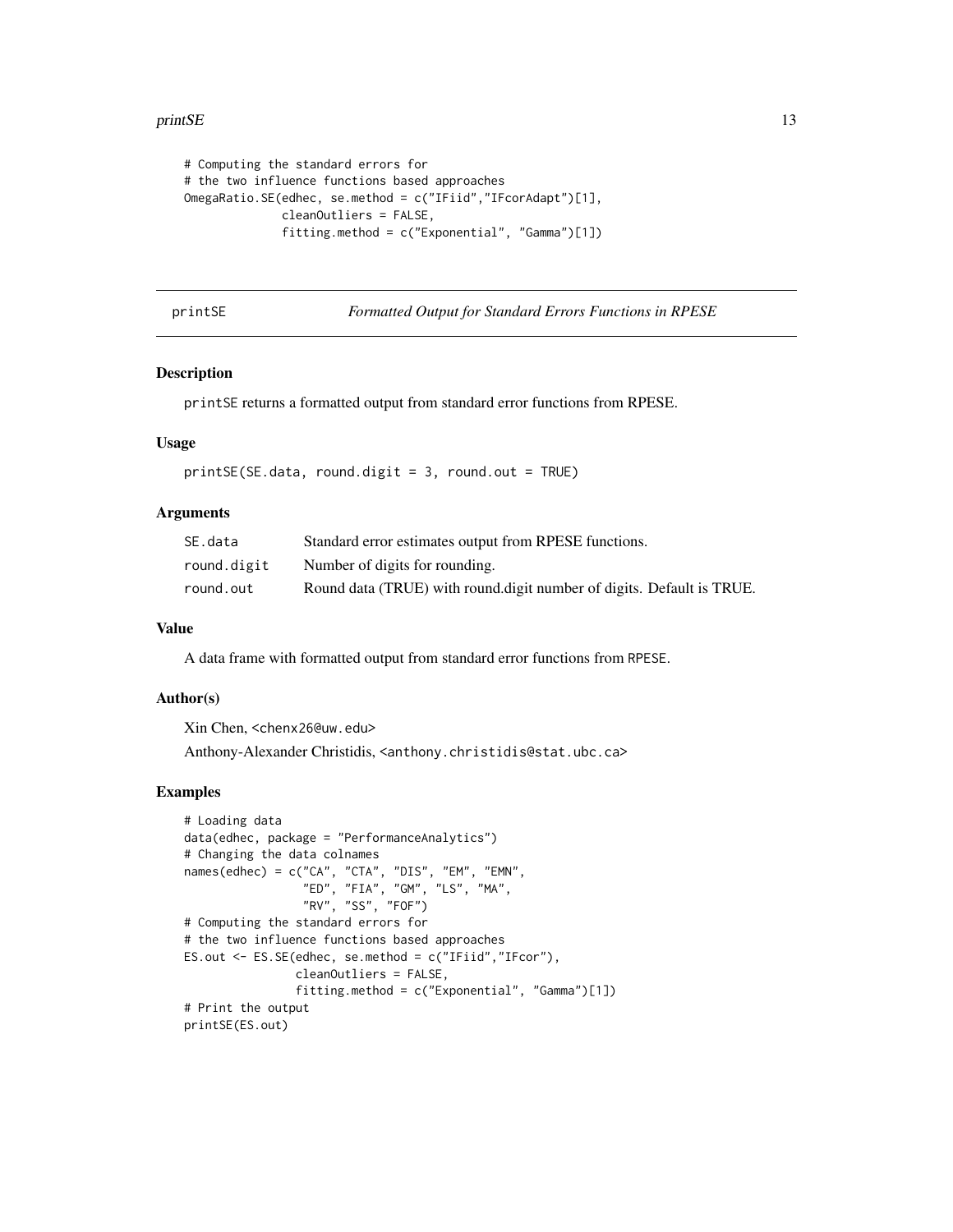```
# Computing the standard errors for
# the two influence functions based approaches
OmegaRatio.SE(edhec, se.method = c("IFiid","IFcorAdapt")[1],
              cleanOutliers = FALSE,
              fitting.method = c("Exponential", "Gamma")[1])
```

## printSE — *Formatted Output for Standard Errors Functions in RPESE*

### Description

printSE returns a formatted output from standard error functions from RPESE.

### Usage

```
printSE(SE.data, round.digit = 3, round.out = TRUE)
```

### Arguments

| | |
|---|---|
| SE.data | Standard error estimates output from RPESE functions. |
| round.digit | Number of digits for rounding. |
| round.out | Round data (TRUE) with round.digit number of digits. Default is TRUE. |

### Value

A data frame with formatted output from standard error functions from RPESE.

### Author(s)

Xin Chen, <chenx26@uw.edu>

Anthony-Alexander Christidis, <anthony.christidis@stat.ubc.ca>

### Examples

```
# Loading data
data(edhec, package = "PerformanceAnalytics")
# Changing the data colnames
names(edhec) = c("CA", "CTA", "DIS", "EM", "EMN",
                 "ED", "FIA", "GM", "LS", "MA",
                 "RV", "SS", "FOF")
# Computing the standard errors for
# the two influence functions based approaches
ES.out <- ES.SE(edhec, se.method = c("IFiid","IFcor"),
                cleanOutliers = FALSE,
                fitting.method = c("Exponential", "Gamma")[1])
# Print the output
printSE(ES.out)
```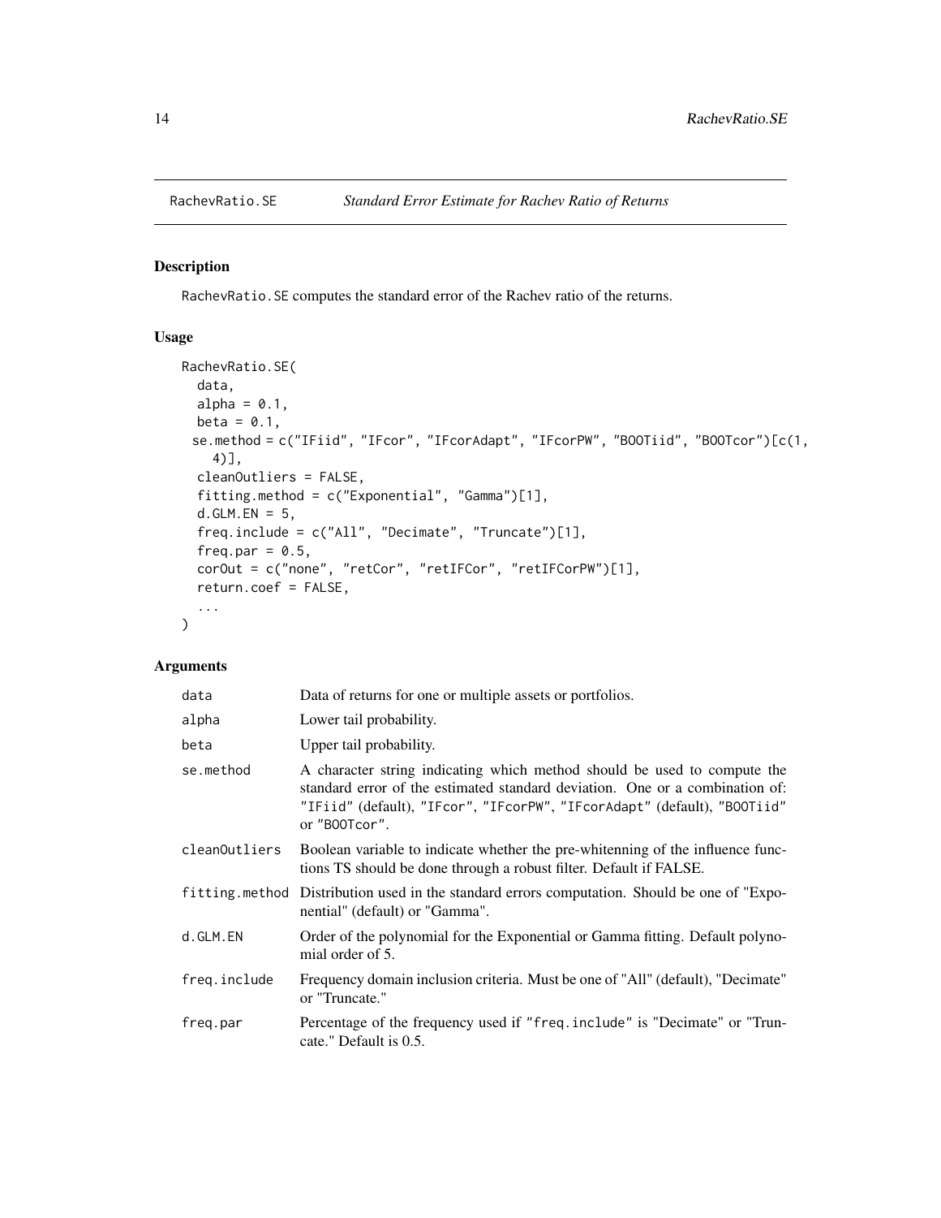## RachevRatio.SE *Standard Error Estimate for Rachev Ratio of Returns*

### Description

RachevRatio.SE computes the standard error of the Rachev ratio of the returns.

### Usage

```
RachevRatio.SE(
  data,
  alpha = 0.1,
  beta = 0.1,
 se.method = c("IFiid", "IFcor", "IFcorAdapt", "IFcorPW", "BOOTiid", "BOOTcor")[c(1,
    4)],
  cleanOutliers = FALSE,
  fitting.method = c("Exponential", "Gamma")[1],
  d.GLM.EN = 5,
  freq.include = c("All", "Decimate", "Truncate")[1],
  freq.par = 0.5,
  corOut = c("none", "retCor", "retIFCor", "retIFCorPW")[1],
  return.coef = FALSE,
  ...
)
```

### Arguments

| | |
|---|---|
| data | Data of returns for one or multiple assets or portfolios. |
| alpha | Lower tail probability. |
| beta | Upper tail probability. |
| se.method | A character string indicating which method should be used to compute the standard error of the estimated standard deviation. One or a combination of: "IFiid" (default), "IFcor", "IFcorPW", "IFcorAdapt" (default), "BOOTiid" or "BOOTcor". |
| cleanOutliers | Boolean variable to indicate whether the pre-whitenning of the influence functions TS should be done through a robust filter. Default if FALSE. |
| fitting.method | Distribution used in the standard errors computation. Should be one of "Exponential" (default) or "Gamma". |
| d.GLM.EN | Order of the polynomial for the Exponential or Gamma fitting. Default polynomial order of 5. |
| freq.include | Frequency domain inclusion criteria. Must be one of "All" (default), "Decimate" or "Truncate." |
| freq.par | Percentage of the frequency used if "freq.include" is "Decimate" or "Truncate." Default is 0.5. |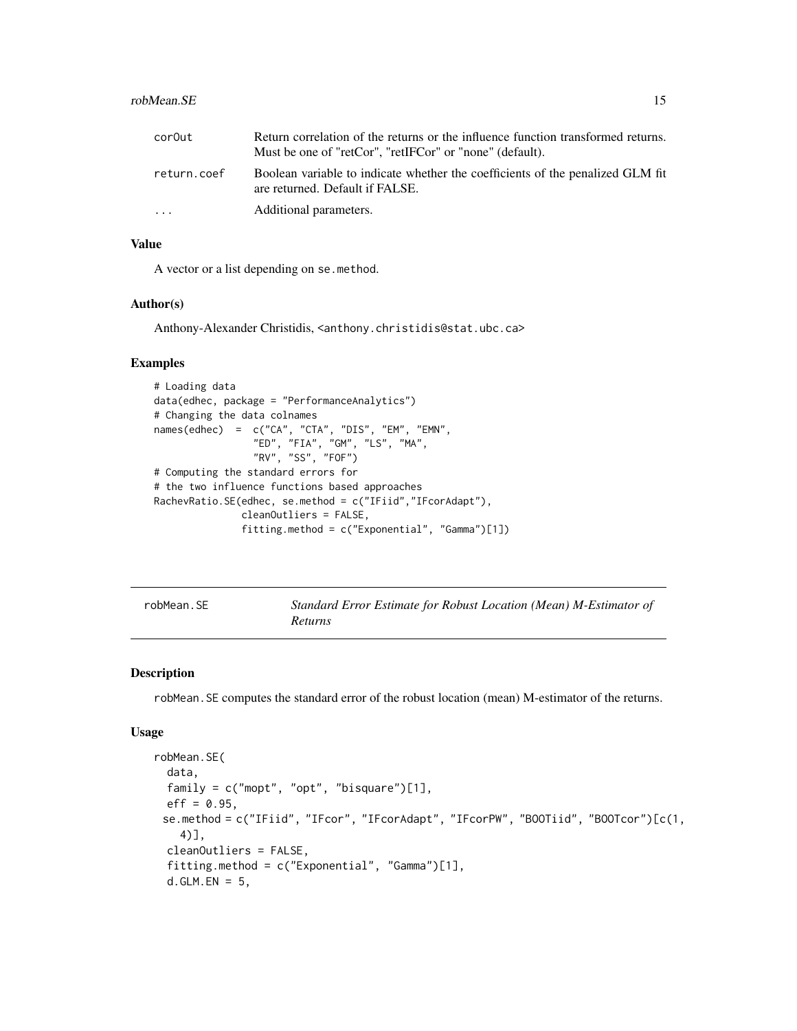| | |
|---|---|
| `corOut` | Return correlation of the returns or the influence function transformed returns. Must be one of "retCor", "retIFCor" or "none" (default). |
| `return.coef` | Boolean variable to indicate whether the coefficients of the penalized GLM fit are returned. Default if FALSE. |
| `...` | Additional parameters. |

### Value

A vector or a list depending on `se.method`.

### Author(s)

Anthony-Alexander Christidis, <anthony.christidis@stat.ubc.ca>

### Examples

```
# Loading data
data(edhec, package = "PerformanceAnalytics")
# Changing the data colnames
names(edhec)  =  c("CA", "CTA", "DIS", "EM", "EMN",
                  "ED", "FIA", "GM", "LS", "MA",
                  "RV", "SS", "FOF")
# Computing the standard errors for
# the two influence functions based approaches
RachevRatio.SE(edhec, se.method = c("IFiid","IFcorAdapt"),
               cleanOutliers = FALSE,
               fitting.method = c("Exponential", "Gamma")[1])
```

---

## robMean.SE — *Standard Error Estimate for Robust Location (Mean) M-Estimator of Returns*

### Description

`robMean.SE` computes the standard error of the robust location (mean) M-estimator of the returns.

### Usage

```
robMean.SE(
  data,
  family = c("mopt", "opt", "bisquare")[1],
  eff = 0.95,
  se.method = c("IFiid", "IFcor", "IFcorAdapt", "IFcorPW", "BOOTiid", "BOOTcor")[c(1,
    4)],
  cleanOutliers = FALSE,
  fitting.method = c("Exponential", "Gamma")[1],
  d.GLM.EN = 5,
```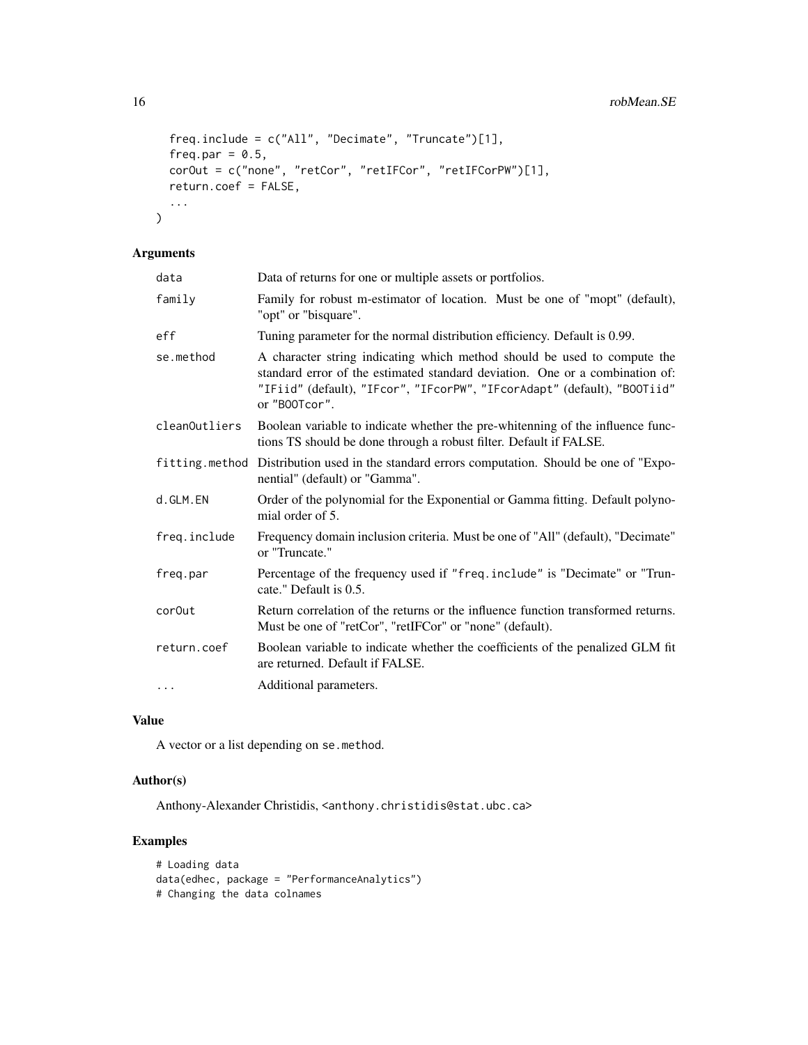```
  freq.include = c("All", "Decimate", "Truncate")[1],
  freq.par = 0.5,
  corOut = c("none", "retCor", "retIFCor", "retIFCorPW")[1],
  return.coef = FALSE,
  ...
)
```

## Arguments

| | |
|---|---|
| data | Data of returns for one or multiple assets or portfolios. |
| family | Family for robust m-estimator of location. Must be one of "mopt" (default), "opt" or "bisquare". |
| eff | Tuning parameter for the normal distribution efficiency. Default is 0.99. |
| se.method | A character string indicating which method should be used to compute the standard error of the estimated standard deviation. One or a combination of: "IFiid" (default), "IFcor", "IFcorPW", "IFcorAdapt" (default), "BOOTiid" or "BOOTcor". |
| cleanOutliers | Boolean variable to indicate whether the pre-whitenning of the influence functions TS should be done through a robust filter. Default if FALSE. |
| fitting.method | Distribution used in the standard errors computation. Should be one of "Exponential" (default) or "Gamma". |
| d.GLM.EN | Order of the polynomial for the Exponential or Gamma fitting. Default polynomial order of 5. |
| freq.include | Frequency domain inclusion criteria. Must be one of "All" (default), "Decimate" or "Truncate." |
| freq.par | Percentage of the frequency used if "freq.include" is "Decimate" or "Truncate." Default is 0.5. |
| corOut | Return correlation of the returns or the influence function transformed returns. Must be one of "retCor", "retIFCor" or "none" (default). |
| return.coef | Boolean variable to indicate whether the coefficients of the penalized GLM fit are returned. Default if FALSE. |
| ... | Additional parameters. |

## Value

A vector or a list depending on se.method.

## Author(s)

Anthony-Alexander Christidis, <anthony.christidis@stat.ubc.ca>

## Examples

```
# Loading data
data(edhec, package = "PerformanceAnalytics")
# Changing the data colnames
```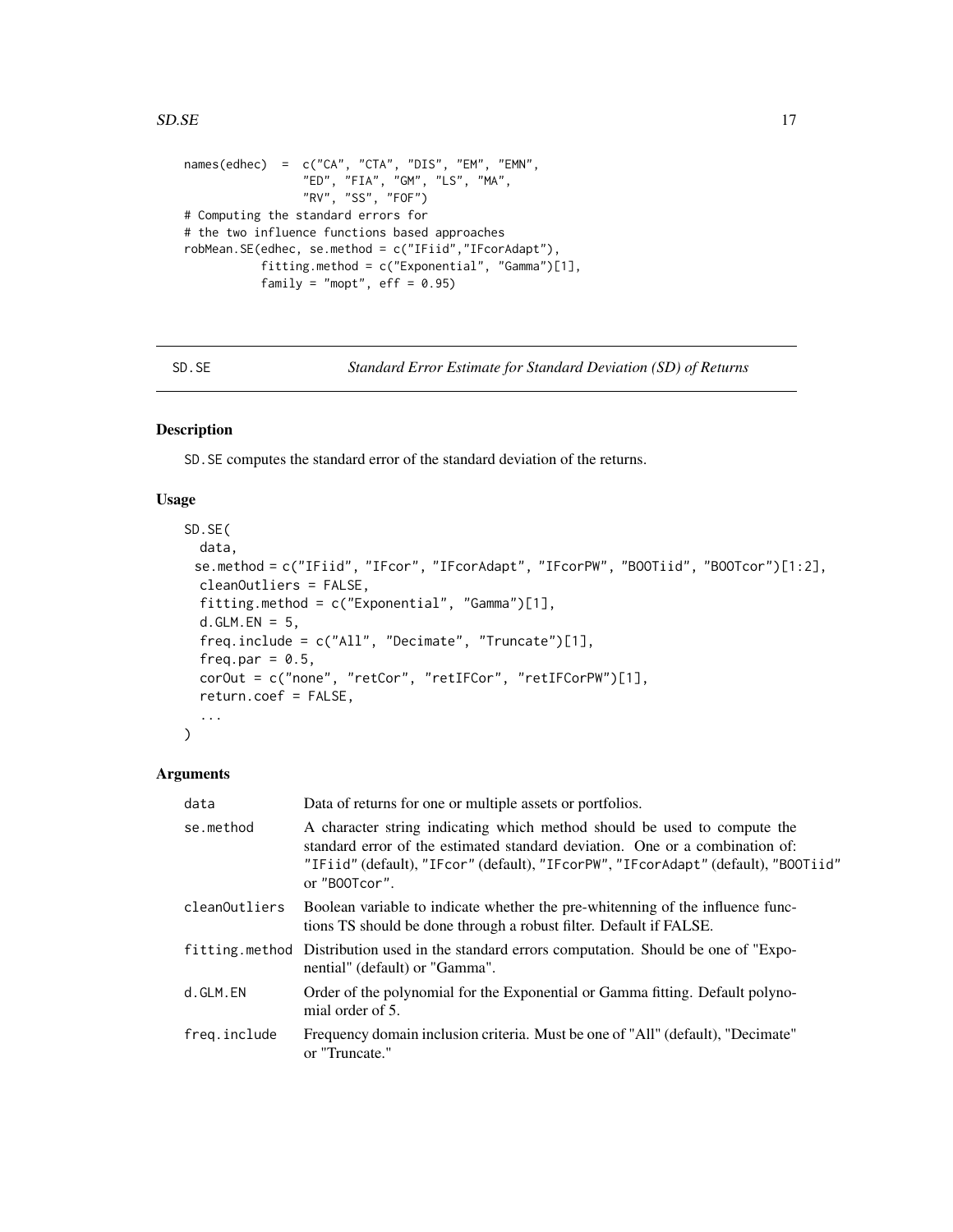```
names(edhec)  =  c("CA", "CTA", "DIS", "EM", "EMN",
                   "ED", "FIA", "GM", "LS", "MA",
                   "RV", "SS", "FOF")
# Computing the standard errors for
# the two influence functions based approaches
robMean.SE(edhec, se.method = c("IFiid","IFcorAdapt"),
           fitting.method = c("Exponential", "Gamma")[1],
           family = "mopt", eff = 0.95)
```

## SD.SE — *Standard Error Estimate for Standard Deviation (SD) of Returns*

### Description

SD.SE computes the standard error of the standard deviation of the returns.

### Usage

```
SD.SE(
  data,
  se.method = c("IFiid", "IFcor", "IFcorAdapt", "IFcorPW", "BOOTiid", "BOOTcor")[1:2],
  cleanOutliers = FALSE,
  fitting.method = c("Exponential", "Gamma")[1],
  d.GLM.EN = 5,
  freq.include = c("All", "Decimate", "Truncate")[1],
  freq.par = 0.5,
  corOut = c("none", "retCor", "retIFCor", "retIFCorPW")[1],
  return.coef = FALSE,
  ...
)
```

### Arguments

| | |
|---|---|
| data | Data of returns for one or multiple assets or portfolios. |
| se.method | A character string indicating which method should be used to compute the standard error of the estimated standard deviation. One or a combination of: "IFiid" (default), "IFcor" (default), "IFcorPW", "IFcorAdapt" (default), "BOOTiid" or "BOOTcor". |
| cleanOutliers | Boolean variable to indicate whether the pre-whitenning of the influence functions TS should be done through a robust filter. Default if FALSE. |
| fitting.method | Distribution used in the standard errors computation. Should be one of "Exponential" (default) or "Gamma". |
| d.GLM.EN | Order of the polynomial for the Exponential or Gamma fitting. Default polynomial order of 5. |
| freq.include | Frequency domain inclusion criteria. Must be one of "All" (default), "Decimate" or "Truncate." |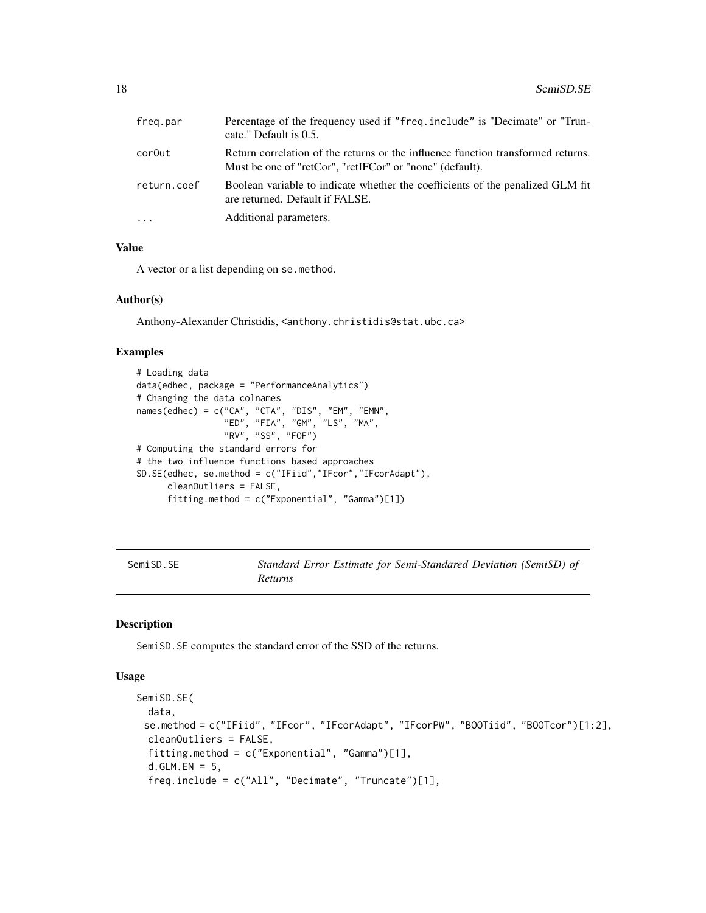| | |
|---|---|
| freq.par | Percentage of the frequency used if "freq.include" is "Decimate" or "Truncate." Default is 0.5. |
| corOut | Return correlation of the returns or the influence function transformed returns. Must be one of "retCor", "retIFCor" or "none" (default). |
| return.coef | Boolean variable to indicate whether the coefficients of the penalized GLM fit are returned. Default if FALSE. |
| ... | Additional parameters. |

### Value

A vector or a list depending on se.method.

### Author(s)

Anthony-Alexander Christidis, <anthony.christidis@stat.ubc.ca>

### Examples

```
# Loading data
data(edhec, package = "PerformanceAnalytics")
# Changing the data colnames
names(edhec) = c("CA", "CTA", "DIS", "EM", "EMN",
                 "ED", "FIA", "GM", "LS", "MA",
                 "RV", "SS", "FOF")
# Computing the standard errors for
# the two influence functions based approaches
SD.SE(edhec, se.method = c("IFiid","IFcor","IFcorAdapt"),
      cleanOutliers = FALSE,
      fitting.method = c("Exponential", "Gamma")[1])
```

---

## SemiSD.SE — *Standard Error Estimate for Semi-Standared Deviation (SemiSD) of Returns*

### Description

SemiSD.SE computes the standard error of the SSD of the returns.

### Usage

```
SemiSD.SE(
  data,
  se.method = c("IFiid", "IFcor", "IFcorAdapt", "IFcorPW", "BOOTiid", "BOOTcor")[1:2],
  cleanOutliers = FALSE,
  fitting.method = c("Exponential", "Gamma")[1],
  d.GLM.EN = 5,
  freq.include = c("All", "Decimate", "Truncate")[1],
```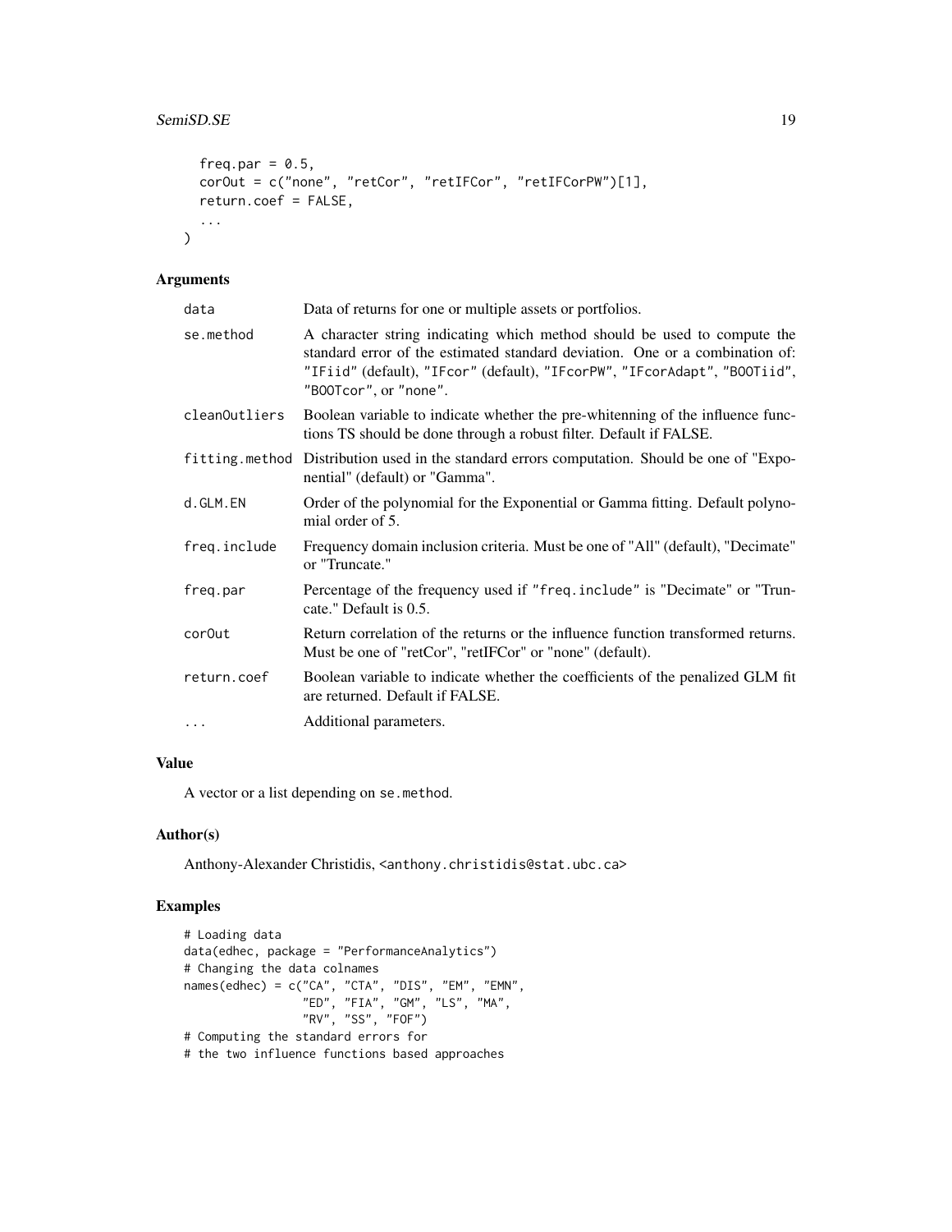```
  freq.par = 0.5,
  corOut = c("none", "retCor", "retIFCor", "retIFCorPW")[1],
  return.coef = FALSE,
  ...
)
```

## Arguments

| | |
|---|---|
| data | Data of returns for one or multiple assets or portfolios. |
| se.method | A character string indicating which method should be used to compute the standard error of the estimated standard deviation. One or a combination of: "IFiid" (default), "IFcor" (default), "IFcorPW", "IFcorAdapt", "BOOTiid", "BOOTcor", or "none". |
| cleanOutliers | Boolean variable to indicate whether the pre-whitenning of the influence functions TS should be done through a robust filter. Default if FALSE. |
| fitting.method | Distribution used in the standard errors computation. Should be one of "Exponential" (default) or "Gamma". |
| d.GLM.EN | Order of the polynomial for the Exponential or Gamma fitting. Default polynomial order of 5. |
| freq.include | Frequency domain inclusion criteria. Must be one of "All" (default), "Decimate" or "Truncate." |
| freq.par | Percentage of the frequency used if "freq.include" is "Decimate" or "Truncate." Default is 0.5. |
| corOut | Return correlation of the returns or the influence function transformed returns. Must be one of "retCor", "retIFCor" or "none" (default). |
| return.coef | Boolean variable to indicate whether the coefficients of the penalized GLM fit are returned. Default if FALSE. |
| ... | Additional parameters. |

## Value

A vector or a list depending on se.method.

## Author(s)

Anthony-Alexander Christidis, <anthony.christidis@stat.ubc.ca>

## Examples

```
# Loading data
data(edhec, package = "PerformanceAnalytics")
# Changing the data colnames
names(edhec) = c("CA", "CTA", "DIS", "EM", "EMN",
                 "ED", "FIA", "GM", "LS", "MA",
                 "RV", "SS", "FOF")
# Computing the standard errors for
# the two influence functions based approaches
```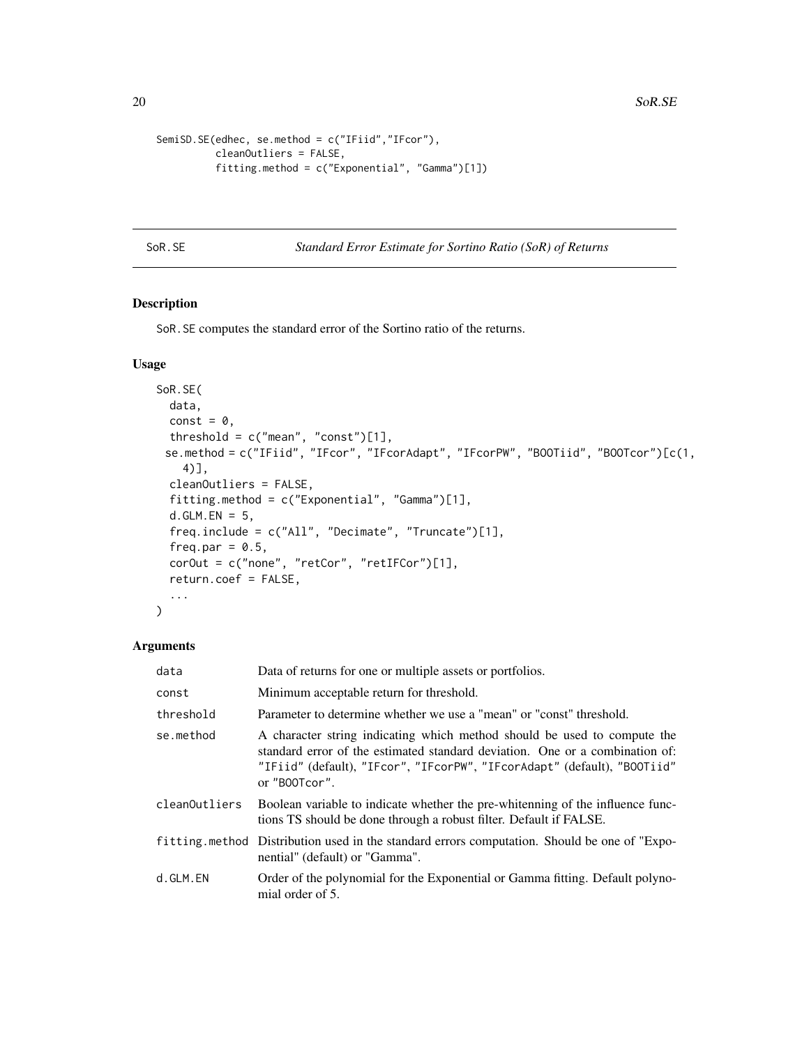```
SemiSD.SE(edhec, se.method = c("IFiid","IFcor"),
          cleanOutliers = FALSE,
          fitting.method = c("Exponential", "Gamma")[1])
```

---

SoR.SE *Standard Error Estimate for Sortino Ratio (SoR) of Returns*

---

## Description

SoR.SE computes the standard error of the Sortino ratio of the returns.

## Usage

```
SoR.SE(
  data,
  const = 0,
  threshold = c("mean", "const")[1],
  se.method = c("IFiid", "IFcor", "IFcorAdapt", "IFcorPW", "BOOTiid", "BOOTcor")[c(1,
    4)],
  cleanOutliers = FALSE,
  fitting.method = c("Exponential", "Gamma")[1],
  d.GLM.EN = 5,
  freq.include = c("All", "Decimate", "Truncate")[1],
  freq.par = 0.5,
  corOut = c("none", "retCor", "retIFCor")[1],
  return.coef = FALSE,
  ...
)
```

## Arguments

| | |
|---|---|
| data | Data of returns for one or multiple assets or portfolios. |
| const | Minimum acceptable return for threshold. |
| threshold | Parameter to determine whether we use a "mean" or "const" threshold. |
| se.method | A character string indicating which method should be used to compute the standard error of the estimated standard deviation. One or a combination of: "IFiid" (default), "IFcor", "IFcorPW", "IFcorAdapt" (default), "BOOTiid" or "BOOTcor". |
| cleanOutliers | Boolean variable to indicate whether the pre-whitenning of the influence functions TS should be done through a robust filter. Default if FALSE. |
| fitting.method | Distribution used in the standard errors computation. Should be one of "Exponential" (default) or "Gamma". |
| d.GLM.EN | Order of the polynomial for the Exponential or Gamma fitting. Default polynomial order of 5. |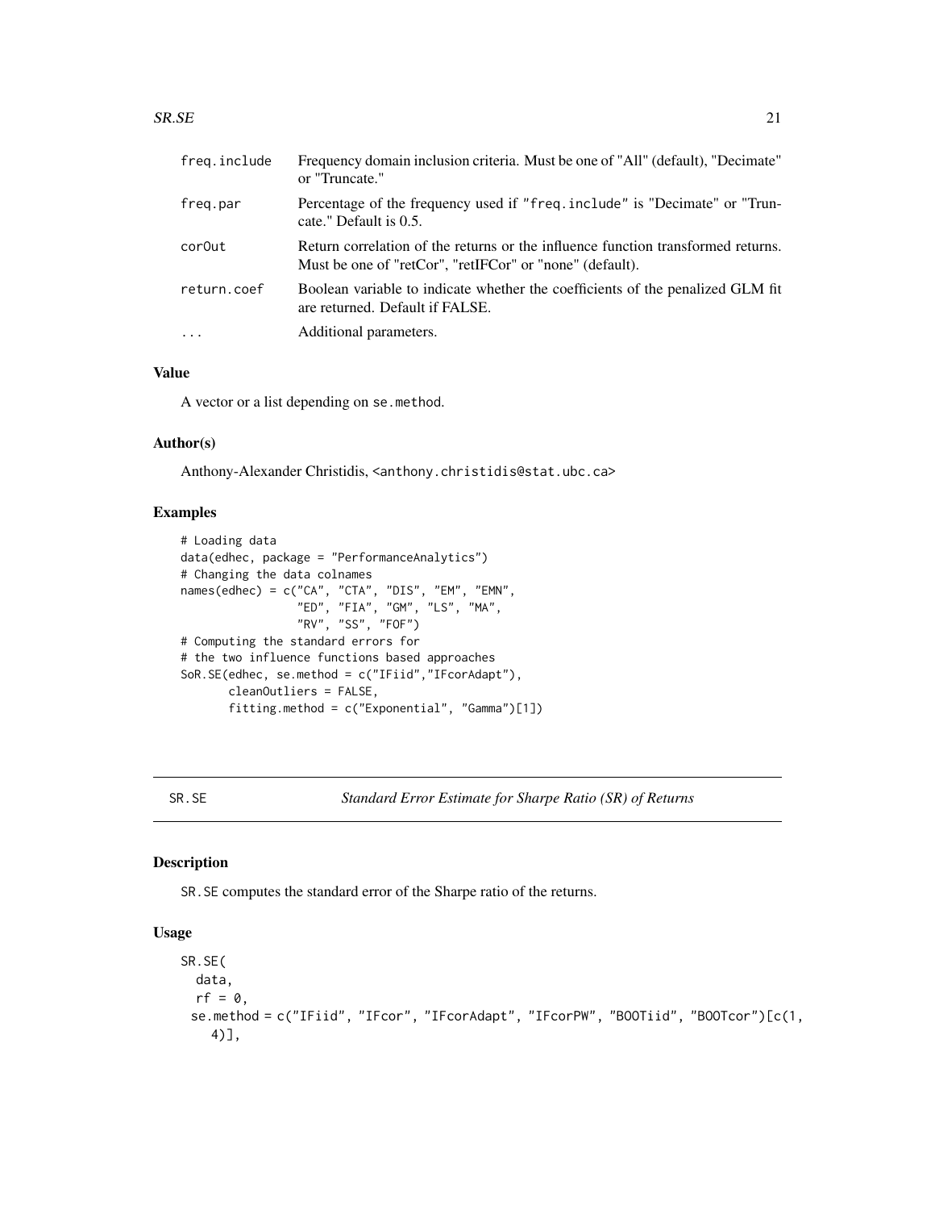| | |
|---|---|
| freq.include | Frequency domain inclusion criteria. Must be one of "All" (default), "Decimate" or "Truncate." |
| freq.par | Percentage of the frequency used if "freq.include" is "Decimate" or "Truncate." Default is 0.5. |
| corOut | Return correlation of the returns or the influence function transformed returns. Must be one of "retCor", "retIFCor" or "none" (default). |
| return.coef | Boolean variable to indicate whether the coefficients of the penalized GLM fit are returned. Default if FALSE. |
| ... | Additional parameters. |

### Value

A vector or a list depending on se.method.

### Author(s)

Anthony-Alexander Christidis, <anthony.christidis@stat.ubc.ca>

### Examples

```
# Loading data
data(edhec, package = "PerformanceAnalytics")
# Changing the data colnames
names(edhec) = c("CA", "CTA", "DIS", "EM", "EMN",
                 "ED", "FIA", "GM", "LS", "MA",
                 "RV", "SS", "FOF")
# Computing the standard errors for
# the two influence functions based approaches
SoR.SE(edhec, se.method = c("IFiid","IFcorAdapt"),
       cleanOutliers = FALSE,
       fitting.method = c("Exponential", "Gamma")[1])
```

---

## SR.SE — *Standard Error Estimate for Sharpe Ratio (SR) of Returns*

### Description

SR.SE computes the standard error of the Sharpe ratio of the returns.

### Usage

```
SR.SE(
  data,
  rf = 0,
  se.method = c("IFiid", "IFcor", "IFcorAdapt", "IFcorPW", "BOOTiid", "BOOTcor")[c(1,
    4)],
```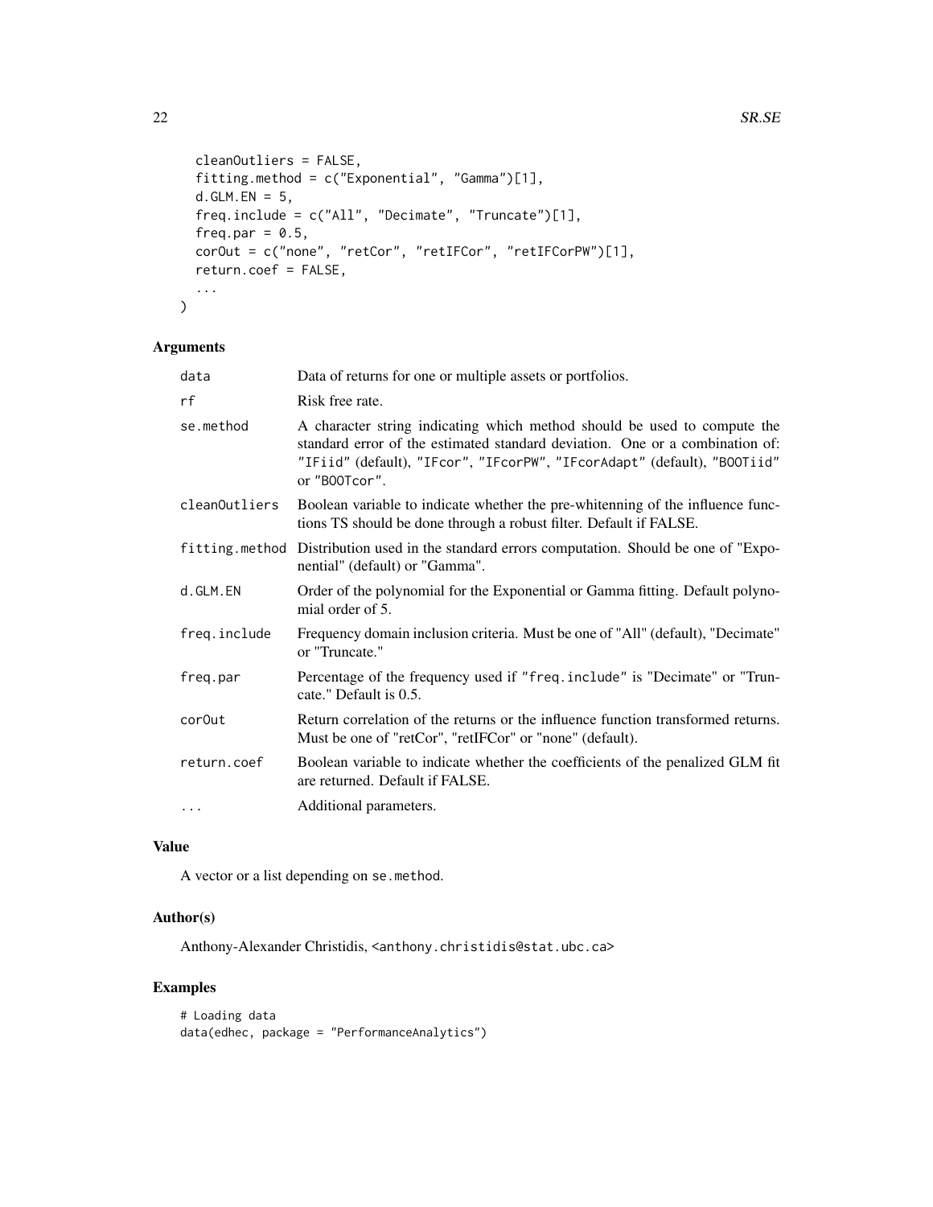```
  cleanOutliers = FALSE,
  fitting.method = c("Exponential", "Gamma")[1],
  d.GLM.EN = 5,
  freq.include = c("All", "Decimate", "Truncate")[1],
  freq.par = 0.5,
  corOut = c("none", "retCor", "retIFCor", "retIFCorPW")[1],
  return.coef = FALSE,
  ...
)
```

## Arguments

| | |
|---|---|
| data | Data of returns for one or multiple assets or portfolios. |
| rf | Risk free rate. |
| se.method | A character string indicating which method should be used to compute the standard error of the estimated standard deviation. One or a combination of: "IFiid" (default), "IFcor", "IFcorPW", "IFcorAdapt" (default), "BOOTiid" or "BOOTcor". |
| cleanOutliers | Boolean variable to indicate whether the pre-whitenning of the influence functions TS should be done through a robust filter. Default if FALSE. |
| fitting.method | Distribution used in the standard errors computation. Should be one of "Exponential" (default) or "Gamma". |
| d.GLM.EN | Order of the polynomial for the Exponential or Gamma fitting. Default polynomial order of 5. |
| freq.include | Frequency domain inclusion criteria. Must be one of "All" (default), "Decimate" or "Truncate." |
| freq.par | Percentage of the frequency used if "freq.include" is "Decimate" or "Truncate." Default is 0.5. |
| corOut | Return correlation of the returns or the influence function transformed returns. Must be one of "retCor", "retIFCor" or "none" (default). |
| return.coef | Boolean variable to indicate whether the coefficients of the penalized GLM fit are returned. Default if FALSE. |
| ... | Additional parameters. |

## Value

A vector or a list depending on se.method.

## Author(s)

Anthony-Alexander Christidis, <anthony.christidis@stat.ubc.ca>

## Examples

```
# Loading data
data(edhec, package = "PerformanceAnalytics")
```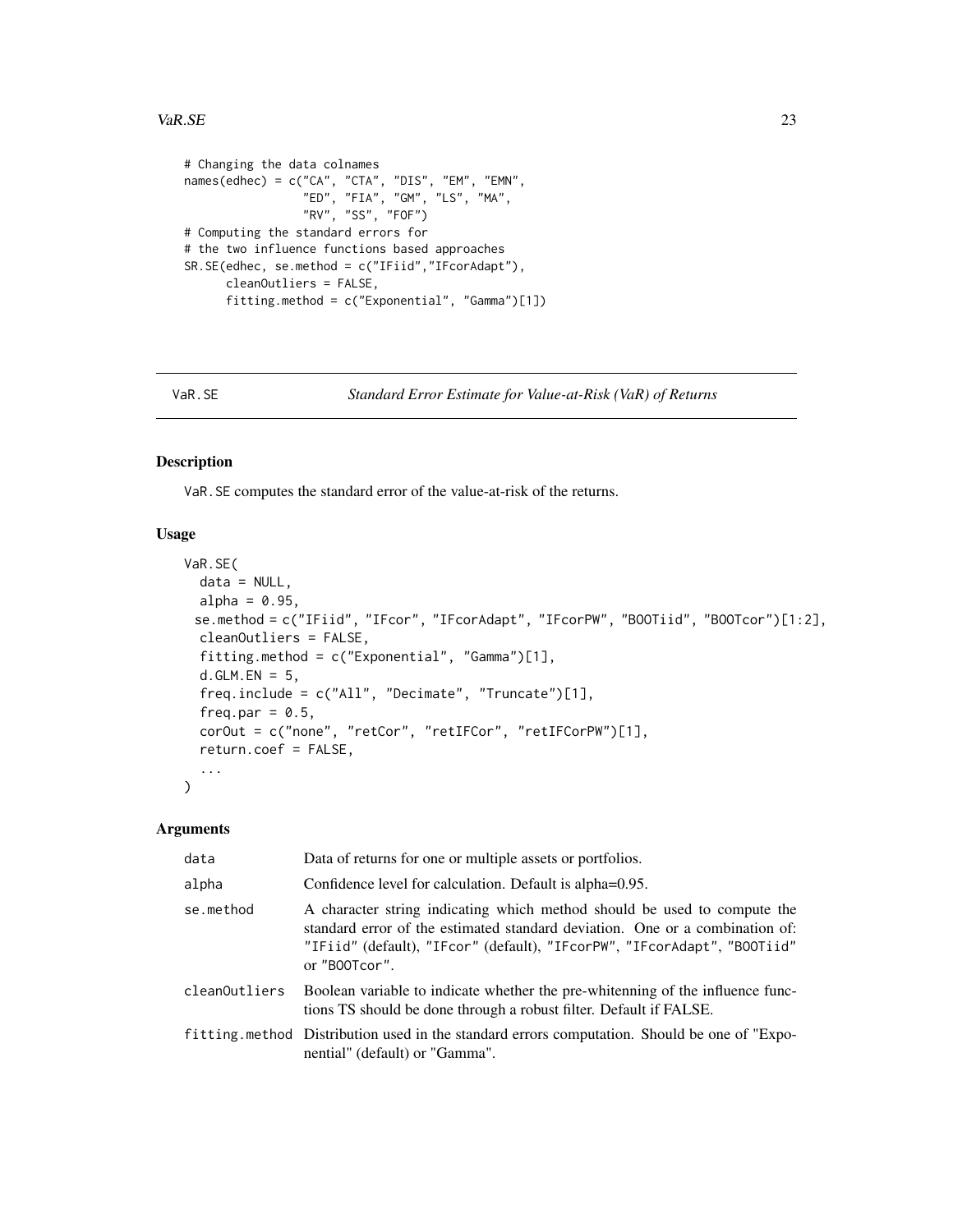```
# Changing the data colnames
names(edhec) = c("CA", "CTA", "DIS", "EM", "EMN",
                 "ED", "FIA", "GM", "LS", "MA",
                 "RV", "SS", "FOF")
# Computing the standard errors for
# the two influence functions based approaches
SR.SE(edhec, se.method = c("IFiid","IFcorAdapt"),
      cleanOutliers = FALSE,
      fitting.method = c("Exponential", "Gamma")[1])
```

## VaR.SE — *Standard Error Estimate for Value-at-Risk (VaR) of Returns*

### Description

VaR.SE computes the standard error of the value-at-risk of the returns.

### Usage

```
VaR.SE(
  data = NULL,
  alpha = 0.95,
 se.method = c("IFiid", "IFcor", "IFcorAdapt", "IFcorPW", "BOOTiid", "BOOTcor")[1:2],
  cleanOutliers = FALSE,
  fitting.method = c("Exponential", "Gamma")[1],
  d.GLM.EN = 5,
  freq.include = c("All", "Decimate", "Truncate")[1],
  freq.par = 0.5,
  corOut = c("none", "retCor", "retIFCor", "retIFCorPW")[1],
  return.coef = FALSE,
  ...
)
```

### Arguments

| | |
|---|---|
| data | Data of returns for one or multiple assets or portfolios. |
| alpha | Confidence level for calculation. Default is alpha=0.95. |
| se.method | A character string indicating which method should be used to compute the standard error of the estimated standard deviation. One or a combination of: "IFiid" (default), "IFcor" (default), "IFcorPW", "IFcorAdapt", "BOOTiid" or "BOOTcor". |
| cleanOutliers | Boolean variable to indicate whether the pre-whitenning of the influence functions TS should be done through a robust filter. Default if FALSE. |
| fitting.method | Distribution used in the standard errors computation. Should be one of "Exponential" (default) or "Gamma". |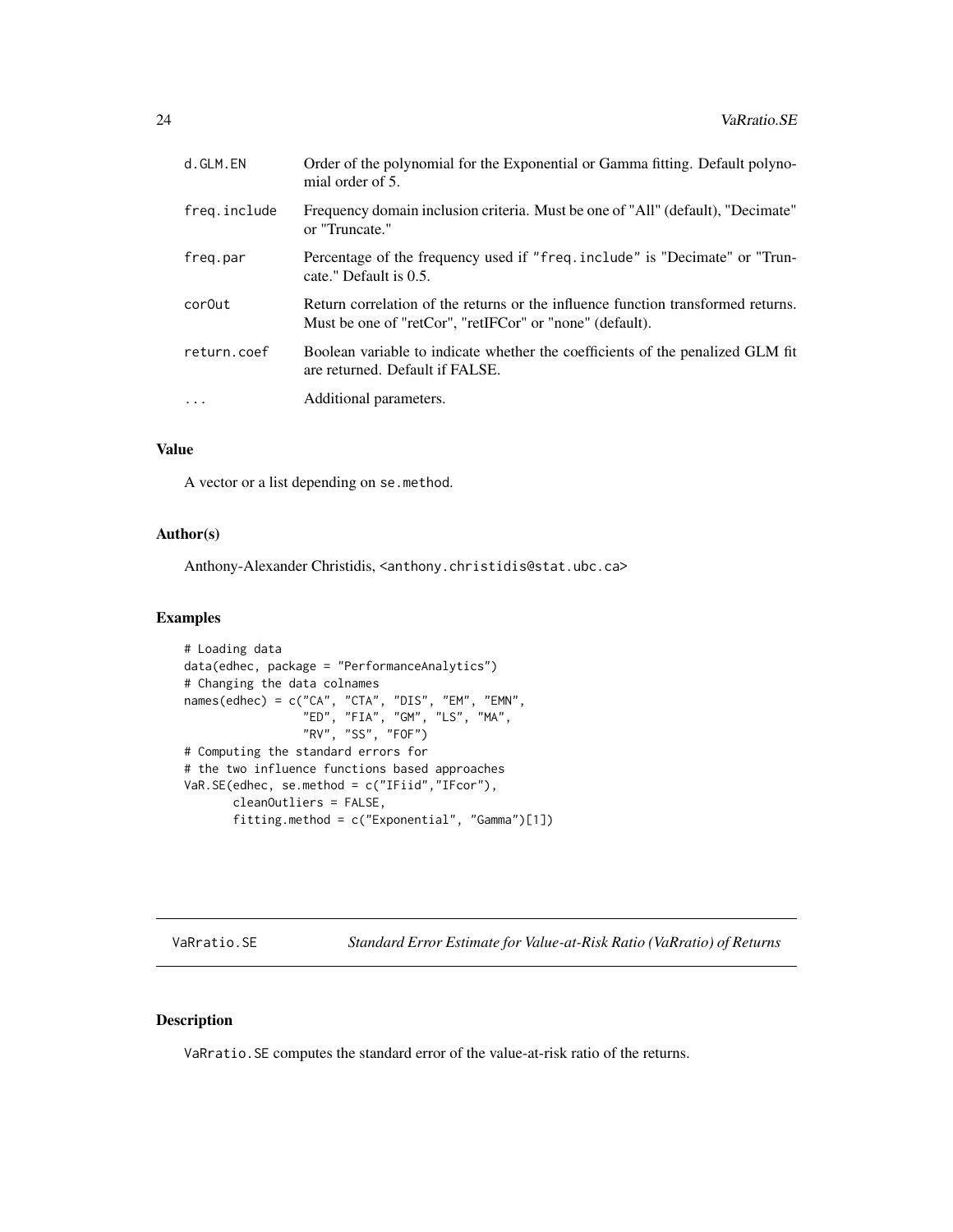| | |
|---|---|
| d.GLM.EN | Order of the polynomial for the Exponential or Gamma fitting. Default polynomial order of 5. |
| freq.include | Frequency domain inclusion criteria. Must be one of "All" (default), "Decimate" or "Truncate." |
| freq.par | Percentage of the frequency used if "freq.include" is "Decimate" or "Truncate." Default is 0.5. |
| corOut | Return correlation of the returns or the influence function transformed returns. Must be one of "retCor", "retIFCor" or "none" (default). |
| return.coef | Boolean variable to indicate whether the coefficients of the penalized GLM fit are returned. Default if FALSE. |
| ... | Additional parameters. |

### Value

A vector or a list depending on se.method.

### Author(s)

Anthony-Alexander Christidis, <anthony.christidis@stat.ubc.ca>

### Examples

```
# Loading data
data(edhec, package = "PerformanceAnalytics")
# Changing the data colnames
names(edhec) = c("CA", "CTA", "DIS", "EM", "EMN",
                 "ED", "FIA", "GM", "LS", "MA",
                 "RV", "SS", "FOF")
# Computing the standard errors for
# the two influence functions based approaches
VaR.SE(edhec, se.method = c("IFiid","IFcor"),
       cleanOutliers = FALSE,
       fitting.method = c("Exponential", "Gamma")[1])
```

---

## VaRratio.SE — *Standard Error Estimate for Value-at-Risk Ratio (VaRratio) of Returns*

### Description

VaRratio.SE computes the standard error of the value-at-risk ratio of the returns.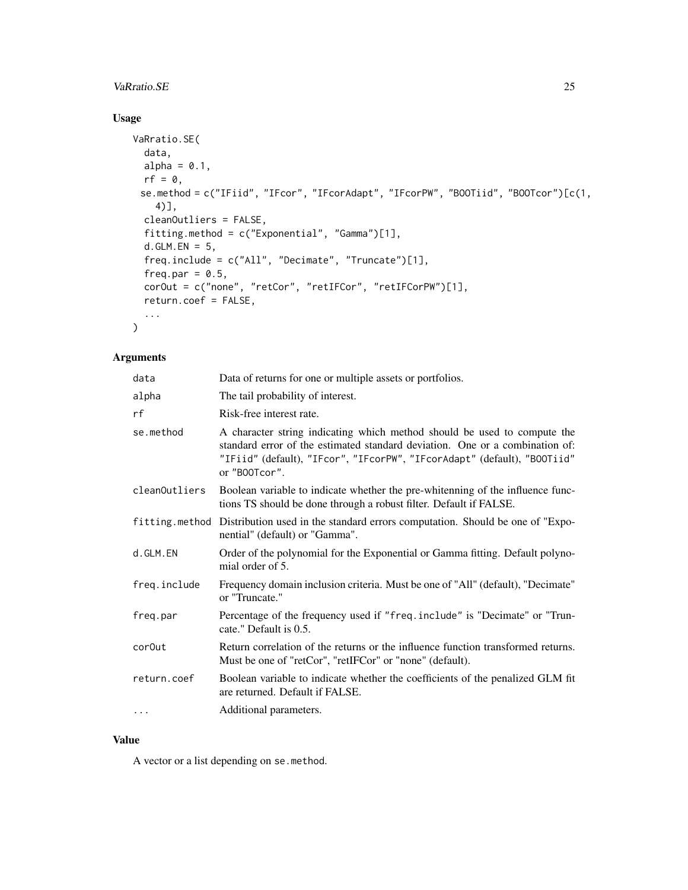## Usage

```
VaRratio.SE(
  data,
  alpha = 0.1,
  rf = 0,
  se.method = c("IFiid", "IFcor", "IFcorAdapt", "IFcorPW", "BOOTiid", "BOOTcor")[c(1,
    4)],
  cleanOutliers = FALSE,
  fitting.method = c("Exponential", "Gamma")[1],
  d.GLM.EN = 5,
  freq.include = c("All", "Decimate", "Truncate")[1],
  freq.par = 0.5,
  corOut = c("none", "retCor", "retIFCor", "retIFCorPW")[1],
  return.coef = FALSE,
  ...
)
```

## Arguments

| | |
|---|---|
| `data` | Data of returns for one or multiple assets or portfolios. |
| `alpha` | The tail probability of interest. |
| `rf` | Risk-free interest rate. |
| `se.method` | A character string indicating which method should be used to compute the standard error of the estimated standard deviation. One or a combination of: `"IFiid"` (default), `"IFcor"`, `"IFcorPW"`, `"IFcorAdapt"` (default), `"BOOTiid"` or `"BOOTcor"`. |
| `cleanOutliers` | Boolean variable to indicate whether the pre-whitenning of the influence functions TS should be done through a robust filter. Default if FALSE. |
| `fitting.method` | Distribution used in the standard errors computation. Should be one of "Exponential" (default) or "Gamma". |
| `d.GLM.EN` | Order of the polynomial for the Exponential or Gamma fitting. Default polynomial order of 5. |
| `freq.include` | Frequency domain inclusion criteria. Must be one of "All" (default), "Decimate" or "Truncate." |
| `freq.par` | Percentage of the frequency used if `"freq.include"` is "Decimate" or "Truncate." Default is 0.5. |
| `corOut` | Return correlation of the returns or the influence function transformed returns. Must be one of "retCor", "retIFCor" or "none" (default). |
| `return.coef` | Boolean variable to indicate whether the coefficients of the penalized GLM fit are returned. Default if FALSE. |
| `...` | Additional parameters. |

## Value

A vector or a list depending on `se.method`.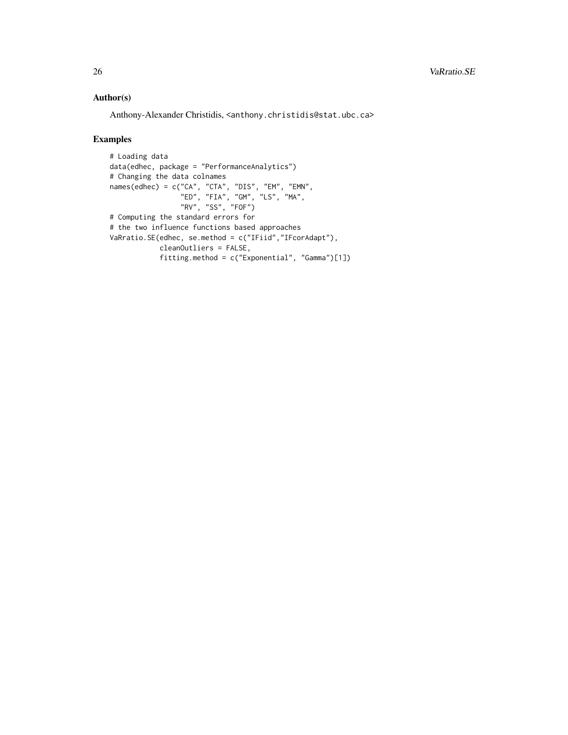## Author(s)

Anthony-Alexander Christidis, <anthony.christidis@stat.ubc.ca>

## Examples

```
# Loading data
data(edhec, package = "PerformanceAnalytics")
# Changing the data colnames
names(edhec) = c("CA", "CTA", "DIS", "EM", "EMN",
                 "ED", "FIA", "GM", "LS", "MA",
                 "RV", "SS", "FOF")
# Computing the standard errors for
# the two influence functions based approaches
VaRratio.SE(edhec, se.method = c("IFiid","IFcorAdapt"),
            cleanOutliers = FALSE,
            fitting.method = c("Exponential", "Gamma")[1])
```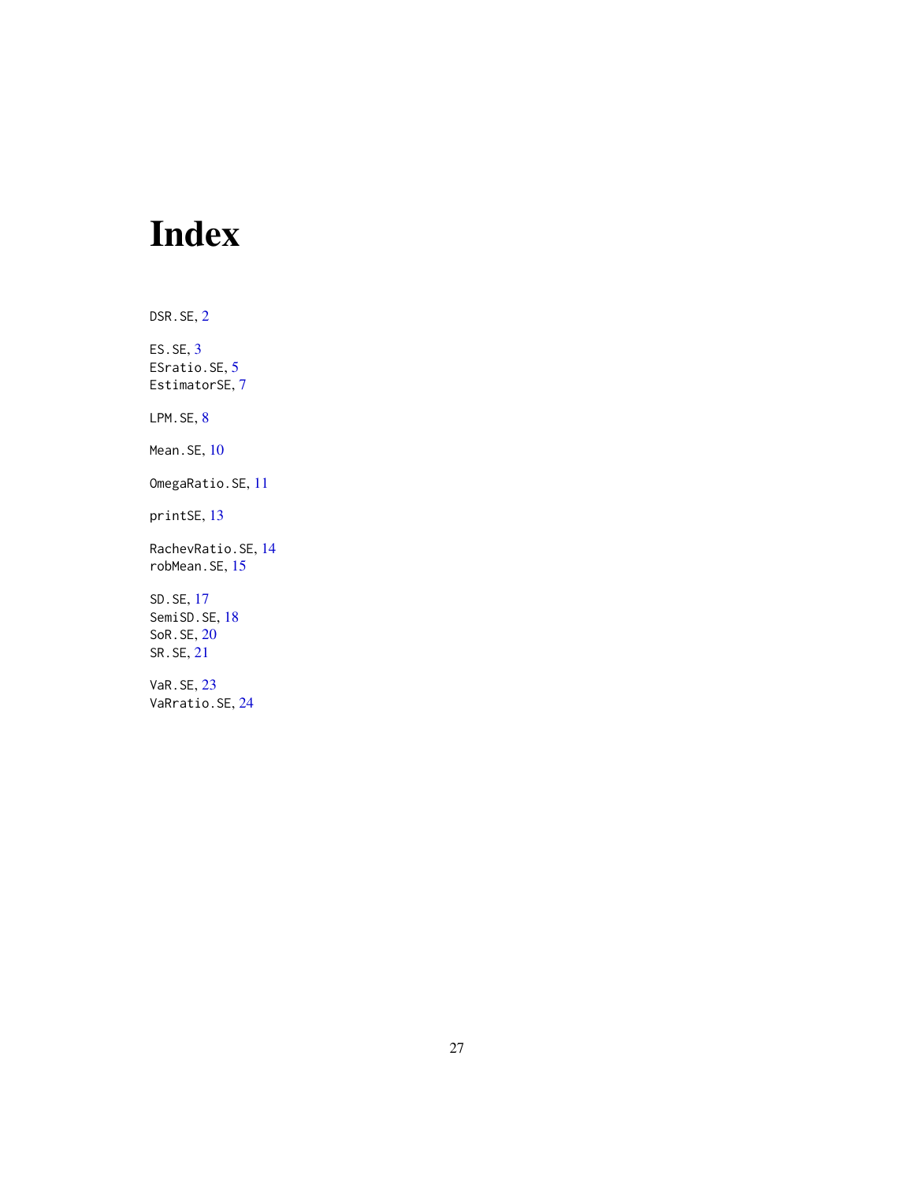# Index

DSR.SE, 2

ES.SE, 3
ESratio.SE, 5
EstimatorSE, 7

LPM.SE, 8

Mean.SE, 10

OmegaRatio.SE, 11

printSE, 13

RachevRatio.SE, 14
robMean.SE, 15

SD.SE, 17
SemiSD.SE, 18
SoR.SE, 20
SR.SE, 21

VaR.SE, 23
VaRratio.SE, 24